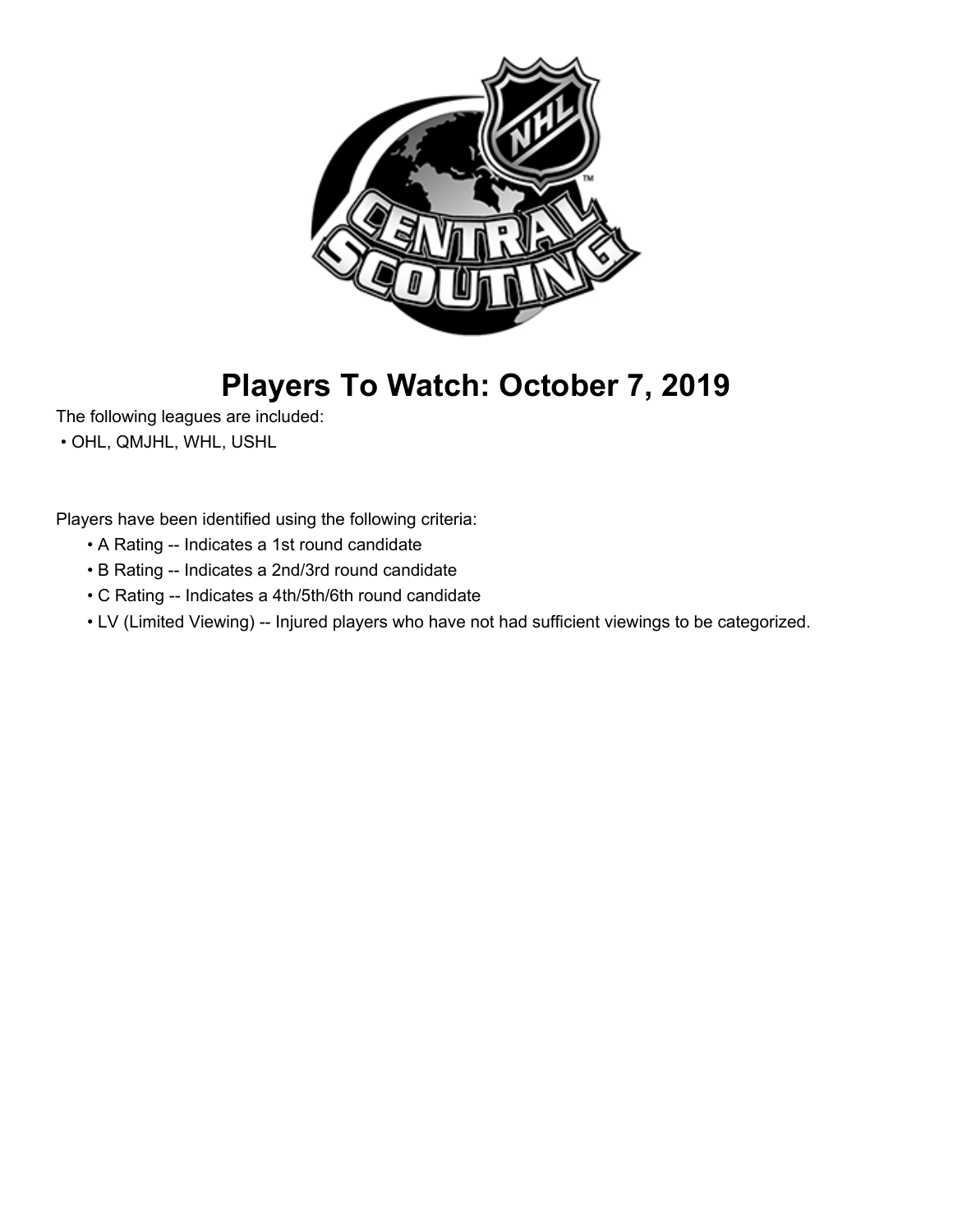# Players To Watch: October 7, 2019

The following leagues are included:

- OHL, QMJHL, WHL, USHL

Players have been identified using the following criteria:

- A Rating -- Indicates a 1st round candidate
- B Rating -- Indicates a 2nd/3rd round candidate
- C Rating -- Indicates a 4th/5th/6th round candidate
- LV (Limited Viewing) -- Injured players who have not had sufficient viewings to be categorized.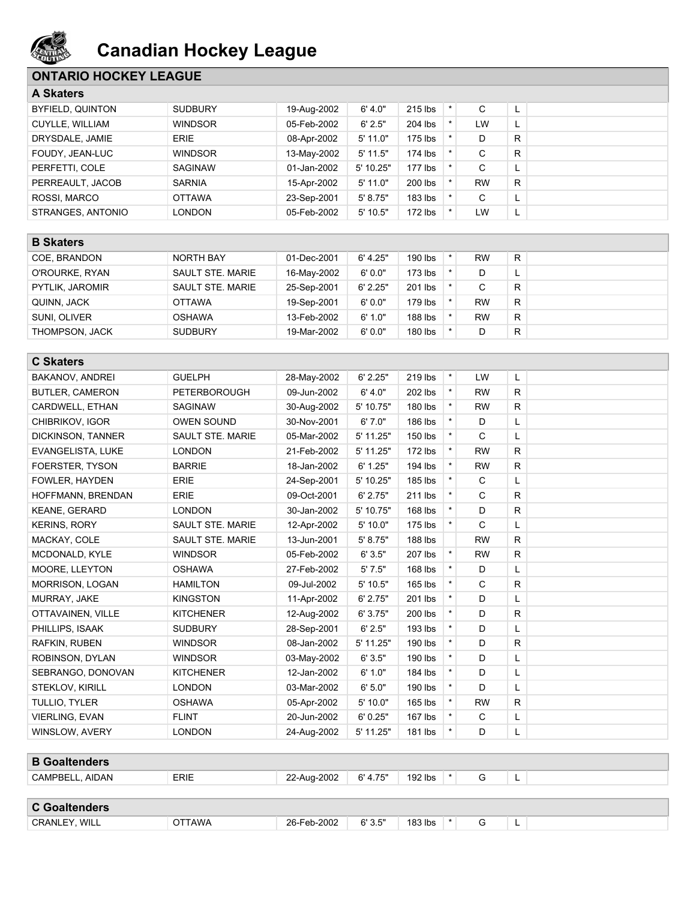# Canadian Hockey League

## ONTARIO HOCKEY LEAGUE

### A Skaters

| | | | | | | | | |
|---|---|---|---|---|---|---|---|---|
| BYFIELD, QUINTON | SUDBURY | 19-Aug-2002 | 6' 4.0" | 215 lbs | * | C | L | |
| CUYLLE, WILLIAM | WINDSOR | 05-Feb-2002 | 6' 2.5" | 204 lbs | * | LW | L | |
| DRYSDALE, JAMIE | ERIE | 08-Apr-2002 | 5' 11.0" | 175 lbs | * | D | R | |
| FOUDY, JEAN-LUC | WINDSOR | 13-May-2002 | 5' 11.5" | 174 lbs | * | C | R | |
| PERFETTI, COLE | SAGINAW | 01-Jan-2002 | 5' 10.25" | 177 lbs | * | C | L | |
| PERREAULT, JACOB | SARNIA | 15-Apr-2002 | 5' 11.0" | 200 lbs | * | RW | R | |
| ROSSI, MARCO | OTTAWA | 23-Sep-2001 | 5' 8.75" | 183 lbs | * | C | L | |
| STRANGES, ANTONIO | LONDON | 05-Feb-2002 | 5' 10.5" | 172 lbs | * | LW | L | |

### B Skaters

| | | | | | | | | |
|---|---|---|---|---|---|---|---|---|
| COE, BRANDON | NORTH BAY | 01-Dec-2001 | 6' 4.25" | 190 lbs | * | RW | R | |
| O'ROURKE, RYAN | SAULT STE. MARIE | 16-May-2002 | 6' 0.0" | 173 lbs | * | D | L | |
| PYTLIK, JAROMIR | SAULT STE. MARIE | 25-Sep-2001 | 6' 2.25" | 201 lbs | * | C | R | |
| QUINN, JACK | OTTAWA | 19-Sep-2001 | 6' 0.0" | 179 lbs | * | RW | R | |
| SUNI, OLIVER | OSHAWA | 13-Feb-2002 | 6' 1.0" | 188 lbs | * | RW | R | |
| THOMPSON, JACK | SUDBURY | 19-Mar-2002 | 6' 0.0" | 180 lbs | * | D | R | |

### C Skaters

| | | | | | | | | |
|---|---|---|---|---|---|---|---|---|
| BAKANOV, ANDREI | GUELPH | 28-May-2002 | 6' 2.25" | 219 lbs | * | LW | L | |
| BUTLER, CAMERON | PETERBOROUGH | 09-Jun-2002 | 6' 4.0" | 202 lbs | * | RW | R | |
| CARDWELL, ETHAN | SAGINAW | 30-Aug-2002 | 5' 10.75" | 180 lbs | * | RW | R | |
| CHIBRIKOV, IGOR | OWEN SOUND | 30-Nov-2001 | 6' 7.0" | 186 lbs | * | D | L | |
| DICKINSON, TANNER | SAULT STE. MARIE | 05-Mar-2002 | 5' 11.25" | 150 lbs | * | C | L | |
| EVANGELISTA, LUKE | LONDON | 21-Feb-2002 | 5' 11.25" | 172 lbs | * | RW | R | |
| FOERSTER, TYSON | BARRIE | 18-Jan-2002 | 6' 1.25" | 194 lbs | * | RW | R | |
| FOWLER, HAYDEN | ERIE | 24-Sep-2001 | 5' 10.25" | 185 lbs | * | C | L | |
| HOFFMANN, BRENDAN | ERIE | 09-Oct-2001 | 6' 2.75" | 211 lbs | * | C | R | |
| KEANE, GERARD | LONDON | 30-Jan-2002 | 5' 10.75" | 168 lbs | * | D | R | |
| KERINS, RORY | SAULT STE. MARIE | 12-Apr-2002 | 5' 10.0" | 175 lbs | * | C | L | |
| MACKAY, COLE | SAULT STE. MARIE | 13-Jun-2001 | 5' 8.75" | 188 lbs | | RW | R | |
| MCDONALD, KYLE | WINDSOR | 05-Feb-2002 | 6' 3.5" | 207 lbs | * | RW | R | |
| MOORE, LLEYTON | OSHAWA | 27-Feb-2002 | 5' 7.5" | 168 lbs | * | D | L | |
| MORRISON, LOGAN | HAMILTON | 09-Jul-2002 | 5' 10.5" | 165 lbs | * | C | R | |
| MURRAY, JAKE | KINGSTON | 11-Apr-2002 | 6' 2.75" | 201 lbs | * | D | L | |
| OTTAVAINEN, VILLE | KITCHENER | 12-Aug-2002 | 6' 3.75" | 200 lbs | * | D | R | |
| PHILLIPS, ISAAK | SUDBURY | 28-Sep-2001 | 6' 2.5" | 193 lbs | * | D | L | |
| RAFKIN, RUBEN | WINDSOR | 08-Jan-2002 | 5' 11.25" | 190 lbs | * | D | R | |
| ROBINSON, DYLAN | WINDSOR | 03-May-2002 | 6' 3.5" | 190 lbs | * | D | L | |
| SEBRANGO, DONOVAN | KITCHENER | 12-Jan-2002 | 6' 1.0" | 184 lbs | * | D | L | |
| STEKLOV, KIRILL | LONDON | 03-Mar-2002 | 6' 5.0" | 190 lbs | * | D | L | |
| TULLIO, TYLER | OSHAWA | 05-Apr-2002 | 5' 10.0" | 165 lbs | * | RW | R | |
| VIERLING, EVAN | FLINT | 20-Jun-2002 | 6' 0.25" | 167 lbs | * | C | L | |
| WINSLOW, AVERY | LONDON | 24-Aug-2002 | 5' 11.25" | 181 lbs | * | D | L | |

### B Goaltenders

| | | | | | | | | |
|---|---|---|---|---|---|---|---|---|
| CAMPBELL, AIDAN | ERIE | 22-Aug-2002 | 6' 4.75" | 192 lbs | * | G | L | |

### C Goaltenders

| | | | | | | | | |
|---|---|---|---|---|---|---|---|---|
| CRANLEY, WILL | OTTAWA | 26-Feb-2002 | 6' 3.5" | 183 lbs | * | G | L | |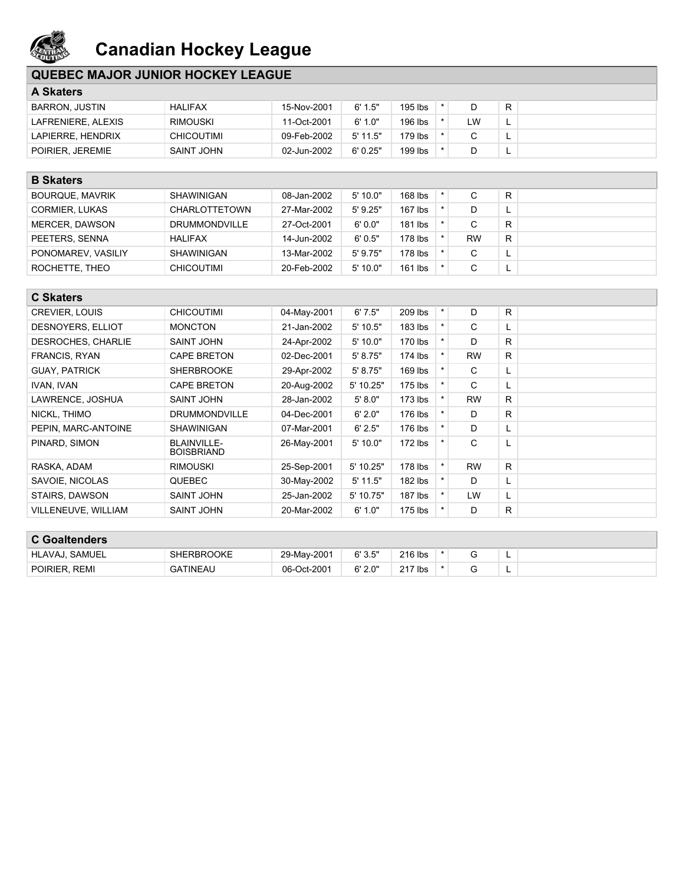# Canadian Hockey League

## QUEBEC MAJOR JUNIOR HOCKEY LEAGUE

### A Skaters

| | | | | | | | | |
|---|---|---|---|---|---|---|---|---|
| BARRON, JUSTIN | HALIFAX | 15-Nov-2001 | 6' 1.5" | 195 lbs | * | D | R | |
| LAFRENIERE, ALEXIS | RIMOUSKI | 11-Oct-2001 | 6' 1.0" | 196 lbs | * | LW | L | |
| LAPIERRE, HENDRIX | CHICOUTIMI | 09-Feb-2002 | 5' 11.5" | 179 lbs | * | C | L | |
| POIRIER, JEREMIE | SAINT JOHN | 02-Jun-2002 | 6' 0.25" | 199 lbs | * | D | L | |

### B Skaters

| | | | | | | | | |
|---|---|---|---|---|---|---|---|---|
| BOURQUE, MAVRIK | SHAWINIGAN | 08-Jan-2002 | 5' 10.0" | 168 lbs | * | C | R | |
| CORMIER, LUKAS | CHARLOTTETOWN | 27-Mar-2002 | 5' 9.25" | 167 lbs | * | D | L | |
| MERCER, DAWSON | DRUMMONDVILLE | 27-Oct-2001 | 6' 0.0" | 181 lbs | * | C | R | |
| PEETERS, SENNA | HALIFAX | 14-Jun-2002 | 6' 0.5" | 178 lbs | * | RW | R | |
| PONOMAREV, VASILIY | SHAWINIGAN | 13-Mar-2002 | 5' 9.75" | 178 lbs | * | C | L | |
| ROCHETTE, THEO | CHICOUTIMI | 20-Feb-2002 | 5' 10.0" | 161 lbs | * | C | L | |

### C Skaters

| | | | | | | | | |
|---|---|---|---|---|---|---|---|---|
| CREVIER, LOUIS | CHICOUTIMI | 04-May-2001 | 6' 7.5" | 209 lbs | * | D | R | |
| DESNOYERS, ELLIOT | MONCTON | 21-Jan-2002 | 5' 10.5" | 183 lbs | * | C | L | |
| DESROCHES, CHARLIE | SAINT JOHN | 24-Apr-2002 | 5' 10.0" | 170 lbs | * | D | R | |
| FRANCIS, RYAN | CAPE BRETON | 02-Dec-2001 | 5' 8.75" | 174 lbs | * | RW | R | |
| GUAY, PATRICK | SHERBROOKE | 29-Apr-2002 | 5' 8.75" | 169 lbs | * | C | L | |
| IVAN, IVAN | CAPE BRETON | 20-Aug-2002 | 5' 10.25" | 175 lbs | * | C | L | |
| LAWRENCE, JOSHUA | SAINT JOHN | 28-Jan-2002 | 5' 8.0" | 173 lbs | * | RW | R | |
| NICKL, THIMO | DRUMMONDVILLE | 04-Dec-2001 | 6' 2.0" | 176 lbs | * | D | R | |
| PEPIN, MARC-ANTOINE | SHAWINIGAN | 07-Mar-2001 | 6' 2.5" | 176 lbs | * | D | L | |
| PINARD, SIMON | BLAINVILLE-BOISBRIAND | 26-May-2001 | 5' 10.0" | 172 lbs | * | C | L | |
| RASKA, ADAM | RIMOUSKI | 25-Sep-2001 | 5' 10.25" | 178 lbs | * | RW | R | |
| SAVOIE, NICOLAS | QUEBEC | 30-May-2002 | 5' 11.5" | 182 lbs | * | D | L | |
| STAIRS, DAWSON | SAINT JOHN | 25-Jan-2002 | 5' 10.75" | 187 lbs | * | LW | L | |
| VILLENEUVE, WILLIAM | SAINT JOHN | 20-Mar-2002 | 6' 1.0" | 175 lbs | * | D | R | |

### C Goaltenders

| | | | | | | | | |
|---|---|---|---|---|---|---|---|---|
| HLAVAJ, SAMUEL | SHERBROOKE | 29-May-2001 | 6' 3.5" | 216 lbs | * | G | L | |
| POIRIER, REMI | GATINEAU | 06-Oct-2001 | 6' 2.0" | 217 lbs | * | G | L | |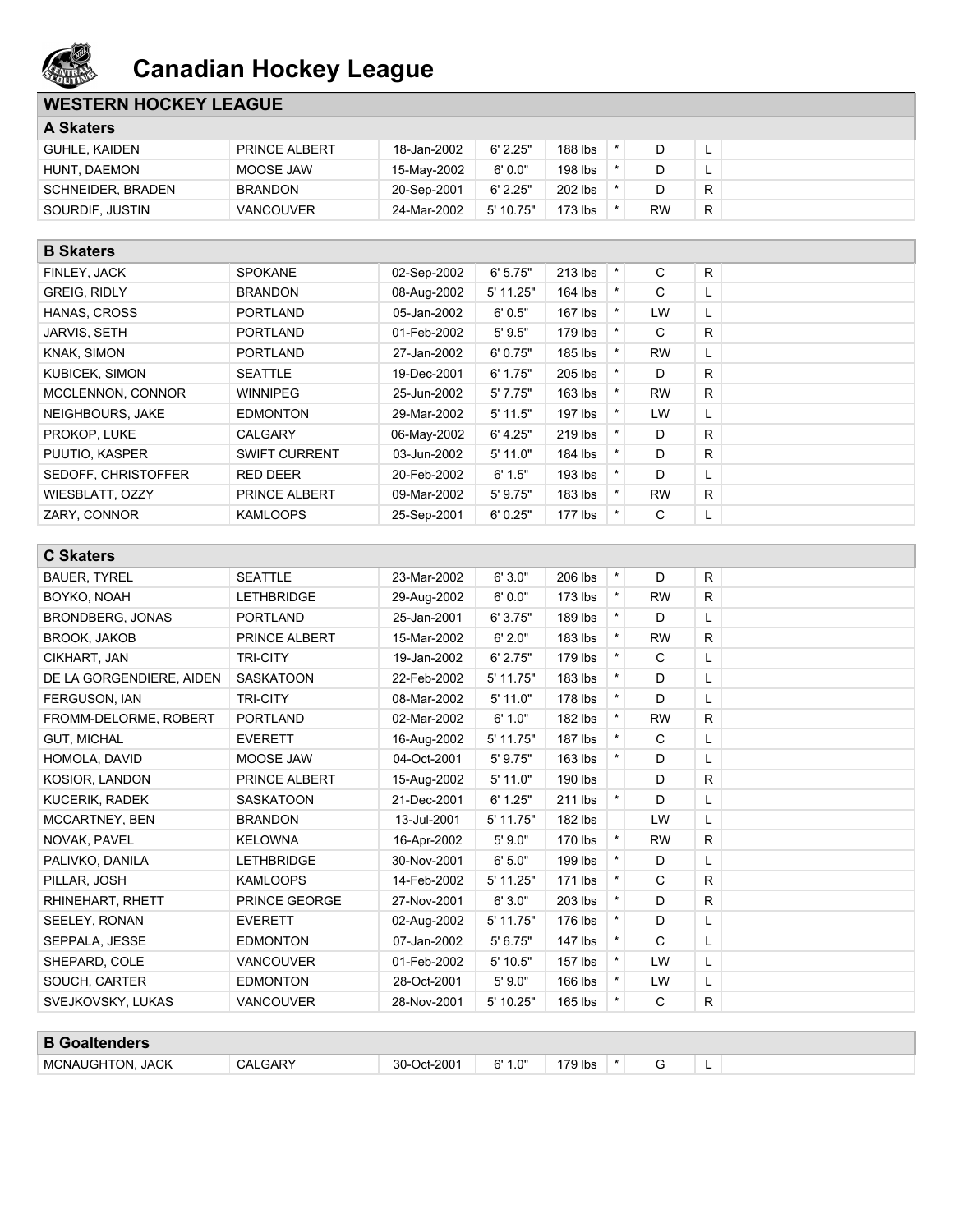# Canadian Hockey League

## WESTERN HOCKEY LEAGUE

### A Skaters

| | | | | | | | | |
|---|---|---|---|---|---|---|---|---|
| GUHLE, KAIDEN | PRINCE ALBERT | 18-Jan-2002 | 6' 2.25" | 188 lbs | * | D | L | |
| HUNT, DAEMON | MOOSE JAW | 15-May-2002 | 6' 0.0" | 198 lbs | * | D | L | |
| SCHNEIDER, BRADEN | BRANDON | 20-Sep-2001 | 6' 2.25" | 202 lbs | * | D | R | |
| SOURDIF, JUSTIN | VANCOUVER | 24-Mar-2002 | 5' 10.75" | 173 lbs | * | RW | R | |

### B Skaters

| | | | | | | | | |
|---|---|---|---|---|---|---|---|---|
| FINLEY, JACK | SPOKANE | 02-Sep-2002 | 6' 5.75" | 213 lbs | * | C | R | |
| GREIG, RIDLY | BRANDON | 08-Aug-2002 | 5' 11.25" | 164 lbs | * | C | L | |
| HANAS, CROSS | PORTLAND | 05-Jan-2002 | 6' 0.5" | 167 lbs | * | LW | L | |
| JARVIS, SETH | PORTLAND | 01-Feb-2002 | 5' 9.5" | 179 lbs | * | C | R | |
| KNAK, SIMON | PORTLAND | 27-Jan-2002 | 6' 0.75" | 185 lbs | * | RW | L | |
| KUBICEK, SIMON | SEATTLE | 19-Dec-2001 | 6' 1.75" | 205 lbs | * | D | R | |
| MCCLENNON, CONNOR | WINNIPEG | 25-Jun-2002 | 5' 7.75" | 163 lbs | * | RW | R | |
| NEIGHBOURS, JAKE | EDMONTON | 29-Mar-2002 | 5' 11.5" | 197 lbs | * | LW | L | |
| PROKOP, LUKE | CALGARY | 06-May-2002 | 6' 4.25" | 219 lbs | * | D | R | |
| PUUTIO, KASPER | SWIFT CURRENT | 03-Jun-2002 | 5' 11.0" | 184 lbs | * | D | R | |
| SEDOFF, CHRISTOFFER | RED DEER | 20-Feb-2002 | 6' 1.5" | 193 lbs | * | D | L | |
| WIESBLATT, OZZY | PRINCE ALBERT | 09-Mar-2002 | 5' 9.75" | 183 lbs | * | RW | R | |
| ZARY, CONNOR | KAMLOOPS | 25-Sep-2001 | 6' 0.25" | 177 lbs | * | C | L | |

### C Skaters

| | | | | | | | | |
|---|---|---|---|---|---|---|---|---|
| BAUER, TYREL | SEATTLE | 23-Mar-2002 | 6' 3.0" | 206 lbs | * | D | R | |
| BOYKO, NOAH | LETHBRIDGE | 29-Aug-2002 | 6' 0.0" | 173 lbs | * | RW | R | |
| BRONDBERG, JONAS | PORTLAND | 25-Jan-2001 | 6' 3.75" | 189 lbs | * | D | L | |
| BROOK, JAKOB | PRINCE ALBERT | 15-Mar-2002 | 6' 2.0" | 183 lbs | * | RW | R | |
| CIKHART, JAN | TRI-CITY | 19-Jan-2002 | 6' 2.75" | 179 lbs | * | C | L | |
| DE LA GORGENDIERE, AIDEN | SASKATOON | 22-Feb-2002 | 5' 11.75" | 183 lbs | * | D | L | |
| FERGUSON, IAN | TRI-CITY | 08-Mar-2002 | 5' 11.0" | 178 lbs | * | D | L | |
| FROMM-DELORME, ROBERT | PORTLAND | 02-Mar-2002 | 6' 1.0" | 182 lbs | * | RW | R | |
| GUT, MICHAL | EVERETT | 16-Aug-2002 | 5' 11.75" | 187 lbs | * | C | L | |
| HOMOLA, DAVID | MOOSE JAW | 04-Oct-2001 | 5' 9.75" | 163 lbs | * | D | L | |
| KOSIOR, LANDON | PRINCE ALBERT | 15-Aug-2002 | 5' 11.0" | 190 lbs | | D | R | |
| KUCERIK, RADEK | SASKATOON | 21-Dec-2001 | 6' 1.25" | 211 lbs | * | D | L | |
| MCCARTNEY, BEN | BRANDON | 13-Jul-2001 | 5' 11.75" | 182 lbs | | LW | L | |
| NOVAK, PAVEL | KELOWNA | 16-Apr-2002 | 5' 9.0" | 170 lbs | * | RW | R | |
| PALIVKO, DANILA | LETHBRIDGE | 30-Nov-2001 | 6' 5.0" | 199 lbs | * | D | L | |
| PILLAR, JOSH | KAMLOOPS | 14-Feb-2002 | 5' 11.25" | 171 lbs | * | C | R | |
| RHINEHART, RHETT | PRINCE GEORGE | 27-Nov-2001 | 6' 3.0" | 203 lbs | * | D | R | |
| SEELEY, RONAN | EVERETT | 02-Aug-2002 | 5' 11.75" | 176 lbs | * | D | L | |
| SEPPALA, JESSE | EDMONTON | 07-Jan-2002 | 5' 6.75" | 147 lbs | * | C | L | |
| SHEPARD, COLE | VANCOUVER | 01-Feb-2002 | 5' 10.5" | 157 lbs | * | LW | L | |
| SOUCH, CARTER | EDMONTON | 28-Oct-2001 | 5' 9.0" | 166 lbs | * | LW | L | |
| SVEJKOVSKY, LUKAS | VANCOUVER | 28-Nov-2001 | 5' 10.25" | 165 lbs | * | C | R | |

### B Goaltenders

| | | | | | | | | |
|---|---|---|---|---|---|---|---|---|
| MCNAUGHTON, JACK | CALGARY | 30-Oct-2001 | 6' 1.0" | 179 lbs | * | G | L | |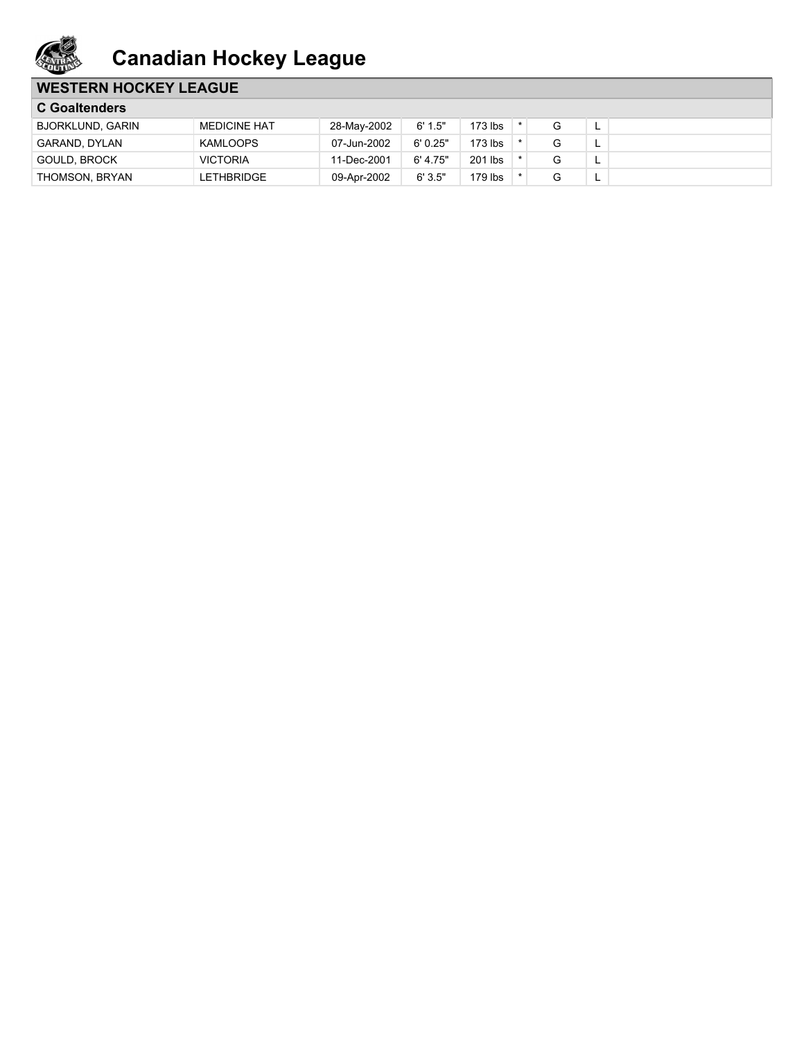# Canadian Hockey League

## WESTERN HOCKEY LEAGUE

### C Goaltenders

| | | | | | | | | |
|---|---|---|---|---|---|---|---|---|
| BJORKLUND, GARIN | MEDICINE HAT | 28-May-2002 | 6' 1.5" | 173 lbs | * | G | L | |
| GARAND, DYLAN | KAMLOOPS | 07-Jun-2002 | 6' 0.25" | 173 lbs | * | G | L | |
| GOULD, BROCK | VICTORIA | 11-Dec-2001 | 6' 4.75" | 201 lbs | * | G | L | |
| THOMSON, BRYAN | LETHBRIDGE | 09-Apr-2002 | 6' 3.5" | 179 lbs | * | G | L | |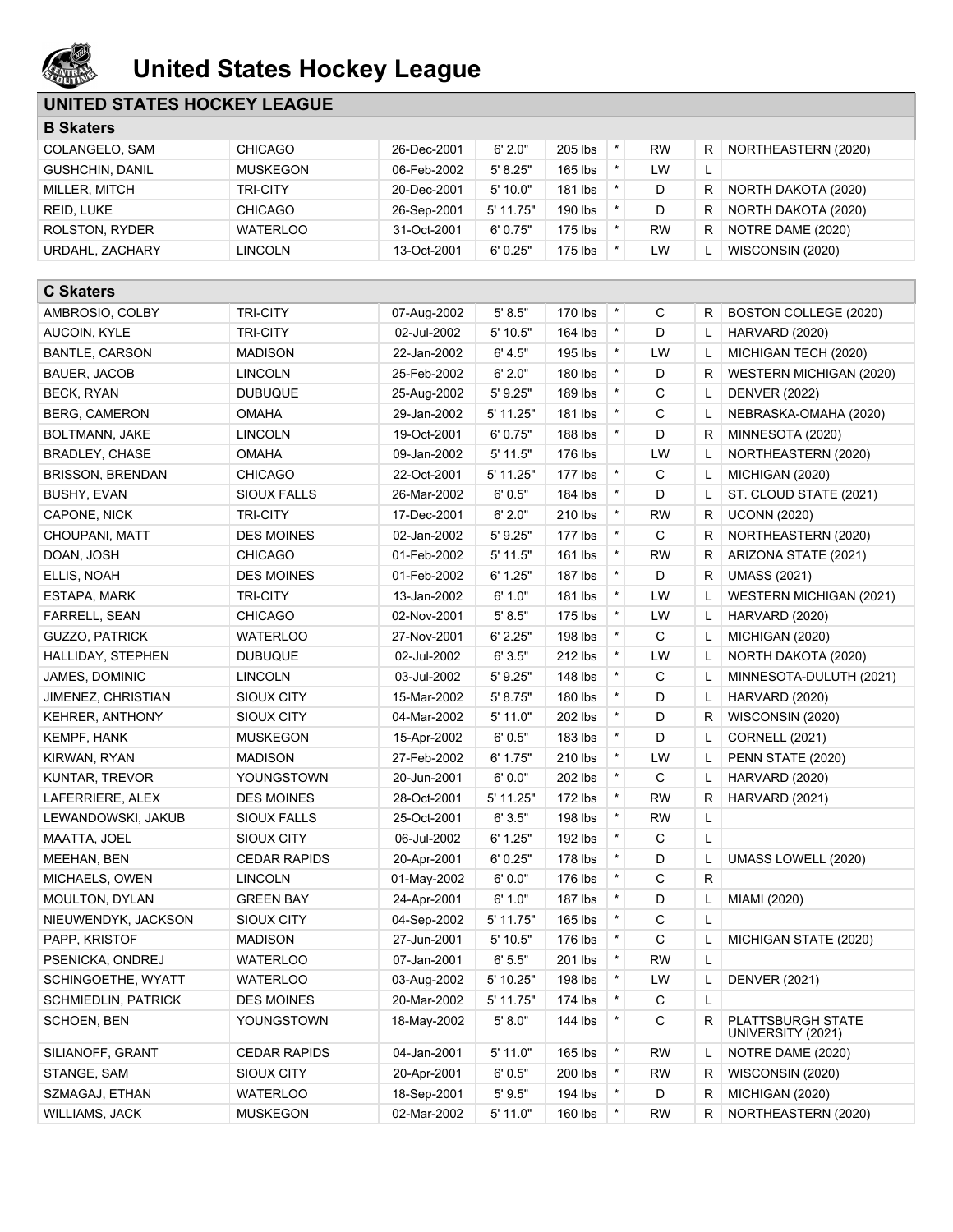# United States Hockey League

## UNITED STATES HOCKEY LEAGUE

### B Skaters

| Name | Team | Birthdate | Height | Weight | | Pos | Shoots | College |
|---|---|---|---|---|---|---|---|---|
| COLANGELO, SAM | CHICAGO | 26-Dec-2001 | 6' 2.0" | 205 lbs | * | RW | R | NORTHEASTERN (2020) |
| GUSHCHIN, DANIL | MUSKEGON | 06-Feb-2002 | 5' 8.25" | 165 lbs | * | LW | L | |
| MILLER, MITCH | TRI-CITY | 20-Dec-2001 | 5' 10.0" | 181 lbs | * | D | R | NORTH DAKOTA (2020) |
| REID, LUKE | CHICAGO | 26-Sep-2001 | 5' 11.75" | 190 lbs | * | D | R | NORTH DAKOTA (2020) |
| ROLSTON, RYDER | WATERLOO | 31-Oct-2001 | 6' 0.75" | 175 lbs | * | RW | R | NOTRE DAME (2020) |
| URDAHL, ZACHARY | LINCOLN | 13-Oct-2001 | 6' 0.25" | 175 lbs | * | LW | L | WISCONSIN (2020) |

### C Skaters

| Name | Team | Birthdate | Height | Weight | | Pos | Shoots | College |
|---|---|---|---|---|---|---|---|---|
| AMBROSIO, COLBY | TRI-CITY | 07-Aug-2002 | 5' 8.5" | 170 lbs | * | C | R | BOSTON COLLEGE (2020) |
| AUCOIN, KYLE | TRI-CITY | 02-Jul-2002 | 5' 10.5" | 164 lbs | * | D | L | HARVARD (2020) |
| BANTLE, CARSON | MADISON | 22-Jan-2002 | 6' 4.5" | 195 lbs | * | LW | L | MICHIGAN TECH (2020) |
| BAUER, JACOB | LINCOLN | 25-Feb-2002 | 6' 2.0" | 180 lbs | * | D | R | WESTERN MICHIGAN (2020) |
| BECK, RYAN | DUBUQUE | 25-Aug-2002 | 5' 9.25" | 189 lbs | * | C | L | DENVER (2022) |
| BERG, CAMERON | OMAHA | 29-Jan-2002 | 5' 11.25" | 181 lbs | * | C | L | NEBRASKA-OMAHA (2020) |
| BOLTMANN, JAKE | LINCOLN | 19-Oct-2001 | 6' 0.75" | 188 lbs | * | D | R | MINNESOTA (2020) |
| BRADLEY, CHASE | OMAHA | 09-Jan-2002 | 5' 11.5" | 176 lbs | | LW | L | NORTHEASTERN (2020) |
| BRISSON, BRENDAN | CHICAGO | 22-Oct-2001 | 5' 11.25" | 177 lbs | * | C | L | MICHIGAN (2020) |
| BUSHY, EVAN | SIOUX FALLS | 26-Mar-2002 | 6' 0.5" | 184 lbs | * | D | L | ST. CLOUD STATE (2021) |
| CAPONE, NICK | TRI-CITY | 17-Dec-2001 | 6' 2.0" | 210 lbs | * | RW | R | UCONN (2020) |
| CHOUPANI, MATT | DES MOINES | 02-Jan-2002 | 5' 9.25" | 177 lbs | * | C | R | NORTHEASTERN (2020) |
| DOAN, JOSH | CHICAGO | 01-Feb-2002 | 5' 11.5" | 161 lbs | * | RW | R | ARIZONA STATE (2021) |
| ELLIS, NOAH | DES MOINES | 01-Feb-2002 | 6' 1.25" | 187 lbs | * | D | R | UMASS (2021) |
| ESTAPA, MARK | TRI-CITY | 13-Jan-2002 | 6' 1.0" | 181 lbs | * | LW | L | WESTERN MICHIGAN (2021) |
| FARRELL, SEAN | CHICAGO | 02-Nov-2001 | 5' 8.5" | 175 lbs | * | LW | L | HARVARD (2020) |
| GUZZO, PATRICK | WATERLOO | 27-Nov-2001 | 6' 2.25" | 198 lbs | * | C | L | MICHIGAN (2020) |
| HALLIDAY, STEPHEN | DUBUQUE | 02-Jul-2002 | 6' 3.5" | 212 lbs | * | LW | L | NORTH DAKOTA (2020) |
| JAMES, DOMINIC | LINCOLN | 03-Jul-2002 | 5' 9.25" | 148 lbs | * | C | L | MINNESOTA-DULUTH (2021) |
| JIMENEZ, CHRISTIAN | SIOUX CITY | 15-Mar-2002 | 5' 8.75" | 180 lbs | * | D | L | HARVARD (2020) |
| KEHRER, ANTHONY | SIOUX CITY | 04-Mar-2002 | 5' 11.0" | 202 lbs | * | D | R | WISCONSIN (2020) |
| KEMPF, HANK | MUSKEGON | 15-Apr-2002 | 6' 0.5" | 183 lbs | * | D | L | CORNELL (2021) |
| KIRWAN, RYAN | MADISON | 27-Feb-2002 | 6' 1.75" | 210 lbs | * | LW | L | PENN STATE (2020) |
| KUNTAR, TREVOR | YOUNGSTOWN | 20-Jun-2001 | 6' 0.0" | 202 lbs | * | C | L | HARVARD (2020) |
| LAFERRIERE, ALEX | DES MOINES | 28-Oct-2001 | 5' 11.25" | 172 lbs | * | RW | R | HARVARD (2021) |
| LEWANDOWSKI, JAKUB | SIOUX FALLS | 25-Oct-2001 | 6' 3.5" | 198 lbs | * | RW | L | |
| MAATTA, JOEL | SIOUX CITY | 06-Jul-2002 | 6' 1.25" | 192 lbs | * | C | L | |
| MEEHAN, BEN | CEDAR RAPIDS | 20-Apr-2001 | 6' 0.25" | 178 lbs | * | D | L | UMASS LOWELL (2020) |
| MICHAELS, OWEN | LINCOLN | 01-May-2002 | 6' 0.0" | 176 lbs | * | C | R | |
| MOULTON, DYLAN | GREEN BAY | 24-Apr-2001 | 6' 1.0" | 187 lbs | * | D | L | MIAMI (2020) |
| NIEUWENDYK, JACKSON | SIOUX CITY | 04-Sep-2002 | 5' 11.75" | 165 lbs | * | C | L | |
| PAPP, KRISTOF | MADISON | 27-Jun-2001 | 5' 10.5" | 176 lbs | * | C | L | MICHIGAN STATE (2020) |
| PSENICKA, ONDREJ | WATERLOO | 07-Jan-2001 | 6' 5.5" | 201 lbs | * | RW | L | |
| SCHINGOETHE, WYATT | WATERLOO | 03-Aug-2002 | 5' 10.25" | 198 lbs | * | LW | L | DENVER (2021) |
| SCHMIEDLIN, PATRICK | DES MOINES | 20-Mar-2002 | 5' 11.75" | 174 lbs | * | C | L | |
| SCHOEN, BEN | YOUNGSTOWN | 18-May-2002 | 5' 8.0" | 144 lbs | * | C | R | PLATTSBURGH STATE UNIVERSITY (2021) |
| SILIANOFF, GRANT | CEDAR RAPIDS | 04-Jan-2001 | 5' 11.0" | 165 lbs | * | RW | L | NOTRE DAME (2020) |
| STANGE, SAM | SIOUX CITY | 20-Apr-2001 | 6' 0.5" | 200 lbs | * | RW | R | WISCONSIN (2020) |
| SZMAGAJ, ETHAN | WATERLOO | 18-Sep-2001 | 5' 9.5" | 194 lbs | * | D | R | MICHIGAN (2020) |
| WILLIAMS, JACK | MUSKEGON | 02-Mar-2002 | 5' 11.0" | 160 lbs | * | RW | R | NORTHEASTERN (2020) |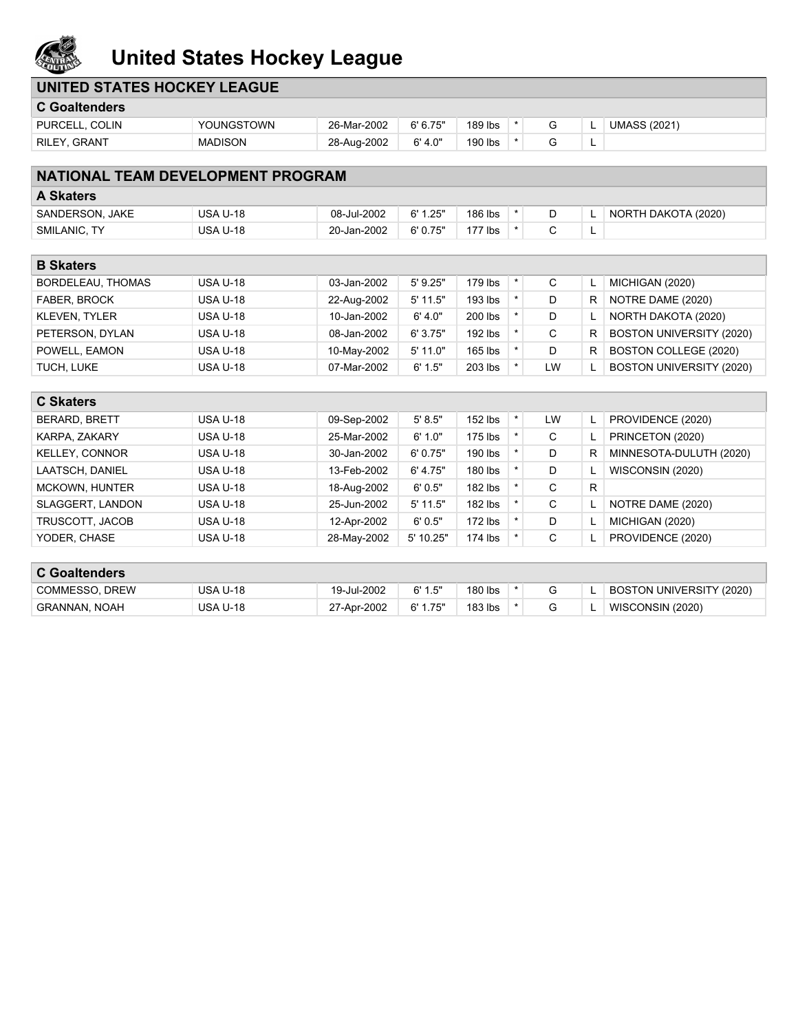# United States Hockey League

## UNITED STATES HOCKEY LEAGUE

### C Goaltenders

| | | | | | | | | |
|---|---|---|---|---|---|---|---|---|
| PURCELL, COLIN | YOUNGSTOWN | 26-Mar-2002 | 6' 6.75" | 189 lbs | * | G | L | UMASS (2021) |
| RILEY, GRANT | MADISON | 28-Aug-2002 | 6' 4.0" | 190 lbs | * | G | L | |

## NATIONAL TEAM DEVELOPMENT PROGRAM

### A Skaters

| | | | | | | | | |
|---|---|---|---|---|---|---|---|---|
| SANDERSON, JAKE | USA U-18 | 08-Jul-2002 | 6' 1.25" | 186 lbs | * | D | L | NORTH DAKOTA (2020) |
| SMILANIC, TY | USA U-18 | 20-Jan-2002 | 6' 0.75" | 177 lbs | * | C | L | |

### B Skaters

| | | | | | | | | |
|---|---|---|---|---|---|---|---|---|
| BORDELEAU, THOMAS | USA U-18 | 03-Jan-2002 | 5' 9.25" | 179 lbs | * | C | L | MICHIGAN (2020) |
| FABER, BROCK | USA U-18 | 22-Aug-2002 | 5' 11.5" | 193 lbs | * | D | R | NOTRE DAME (2020) |
| KLEVEN, TYLER | USA U-18 | 10-Jan-2002 | 6' 4.0" | 200 lbs | * | D | L | NORTH DAKOTA (2020) |
| PETERSON, DYLAN | USA U-18 | 08-Jan-2002 | 6' 3.75" | 192 lbs | * | C | R | BOSTON UNIVERSITY (2020) |
| POWELL, EAMON | USA U-18 | 10-May-2002 | 5' 11.0" | 165 lbs | * | D | R | BOSTON COLLEGE (2020) |
| TUCH, LUKE | USA U-18 | 07-Mar-2002 | 6' 1.5" | 203 lbs | * | LW | L | BOSTON UNIVERSITY (2020) |

### C Skaters

| | | | | | | | | |
|---|---|---|---|---|---|---|---|---|
| BERARD, BRETT | USA U-18 | 09-Sep-2002 | 5' 8.5" | 152 lbs | * | LW | L | PROVIDENCE (2020) |
| KARPA, ZAKARY | USA U-18 | 25-Mar-2002 | 6' 1.0" | 175 lbs | * | C | L | PRINCETON (2020) |
| KELLEY, CONNOR | USA U-18 | 30-Jan-2002 | 6' 0.75" | 190 lbs | * | D | R | MINNESOTA-DULUTH (2020) |
| LAATSCH, DANIEL | USA U-18 | 13-Feb-2002 | 6' 4.75" | 180 lbs | * | D | L | WISCONSIN (2020) |
| MCKOWN, HUNTER | USA U-18 | 18-Aug-2002 | 6' 0.5" | 182 lbs | * | C | R | |
| SLAGGERT, LANDON | USA U-18 | 25-Jun-2002 | 5' 11.5" | 182 lbs | * | C | L | NOTRE DAME (2020) |
| TRUSCOTT, JACOB | USA U-18 | 12-Apr-2002 | 6' 0.5" | 172 lbs | * | D | L | MICHIGAN (2020) |
| YODER, CHASE | USA U-18 | 28-May-2002 | 5' 10.25" | 174 lbs | * | C | L | PROVIDENCE (2020) |

### C Goaltenders

| | | | | | | | | |
|---|---|---|---|---|---|---|---|---|
| COMMESSO, DREW | USA U-18 | 19-Jul-2002 | 6' 1.5" | 180 lbs | * | G | L | BOSTON UNIVERSITY (2020) |
| GRANNAN, NOAH | USA U-18 | 27-Apr-2002 | 6' 1.75" | 183 lbs | * | G | L | WISCONSIN (2020) |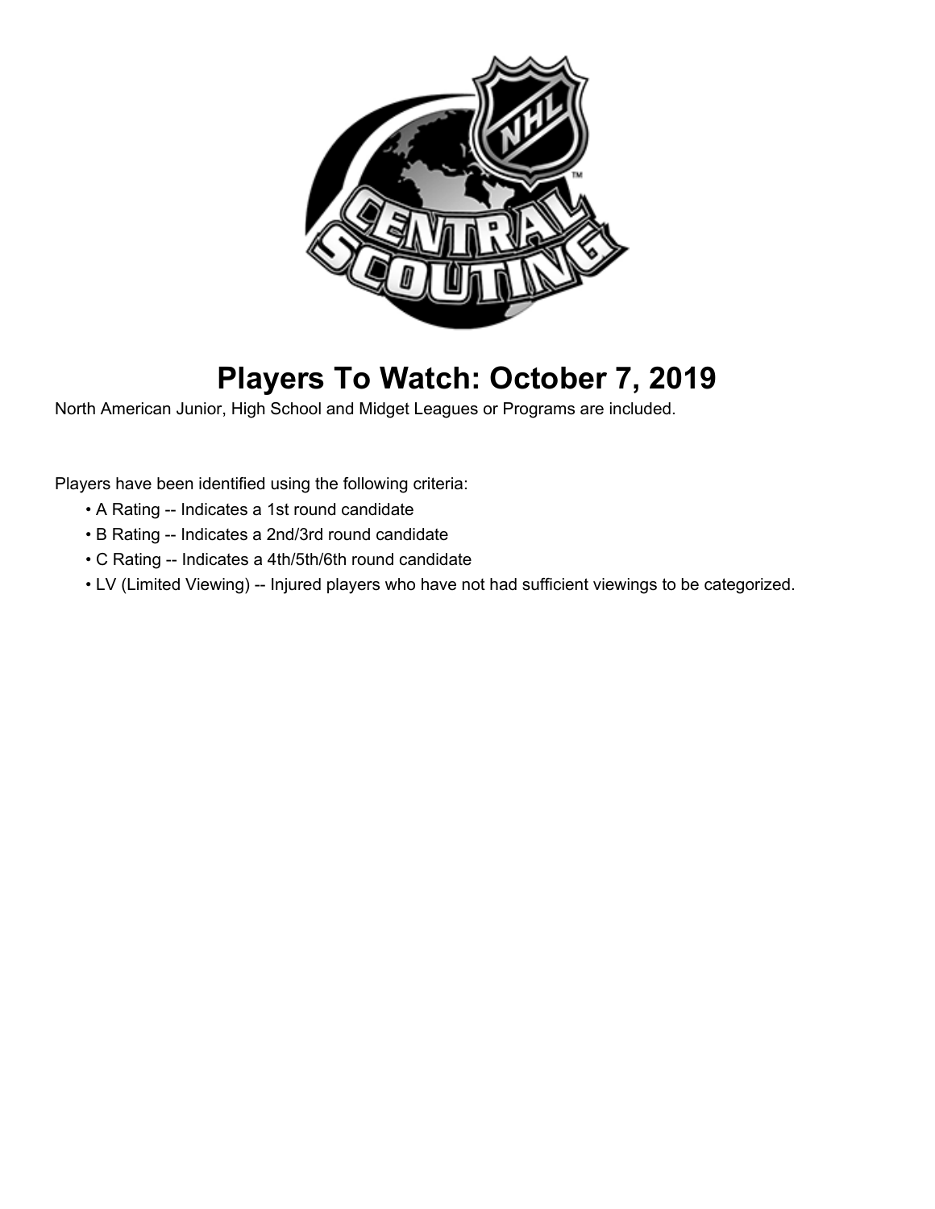# Players To Watch: October 7, 2019

North American Junior, High School and Midget Leagues or Programs are included.

Players have been identified using the following criteria:

- A Rating -- Indicates a 1st round candidate
- B Rating -- Indicates a 2nd/3rd round candidate
- C Rating -- Indicates a 4th/5th/6th round candidate
- LV (Limited Viewing) -- Injured players who have not had sufficient viewings to be categorized.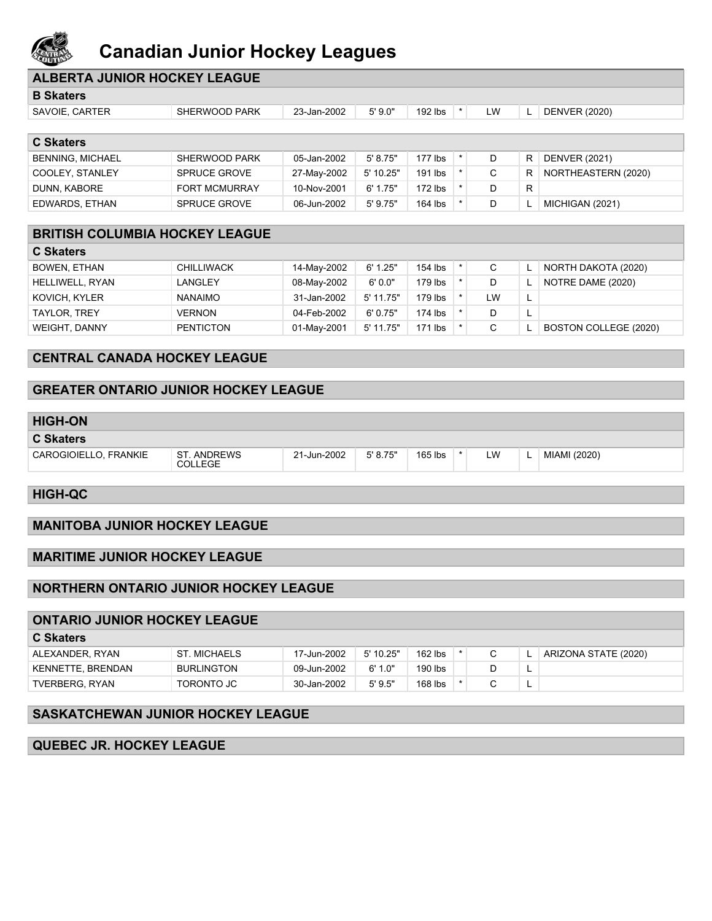# Canadian Junior Hockey Leagues

## ALBERTA JUNIOR HOCKEY LEAGUE

### B Skaters

| | | | | | | | | |
|---|---|---|---|---|---|---|---|---|
| SAVOIE, CARTER | SHERWOOD PARK | 23-Jan-2002 | 5' 9.0" | 192 lbs | * | LW | L | DENVER (2020) |

### C Skaters

| | | | | | | | | |
|---|---|---|---|---|---|---|---|---|
| BENNING, MICHAEL | SHERWOOD PARK | 05-Jan-2002 | 5' 8.75" | 177 lbs | * | D | R | DENVER (2021) |
| COOLEY, STANLEY | SPRUCE GROVE | 27-May-2002 | 5' 10.25" | 191 lbs | * | C | R | NORTHEASTERN (2020) |
| DUNN, KABORE | FORT MCMURRAY | 10-Nov-2001 | 6' 1.75" | 172 lbs | * | D | R | |
| EDWARDS, ETHAN | SPRUCE GROVE | 06-Jun-2002 | 5' 9.75" | 164 lbs | * | D | L | MICHIGAN (2021) |

## BRITISH COLUMBIA HOCKEY LEAGUE

### C Skaters

| | | | | | | | | |
|---|---|---|---|---|---|---|---|---|
| BOWEN, ETHAN | CHILLIWACK | 14-May-2002 | 6' 1.25" | 154 lbs | * | C | L | NORTH DAKOTA (2020) |
| HELLIWELL, RYAN | LANGLEY | 08-May-2002 | 6' 0.0" | 179 lbs | * | D | L | NOTRE DAME (2020) |
| KOVICH, KYLER | NANAIMO | 31-Jan-2002 | 5' 11.75" | 179 lbs | * | LW | L | |
| TAYLOR, TREY | VERNON | 04-Feb-2002 | 6' 0.75" | 174 lbs | * | D | L | |
| WEIGHT, DANNY | PENTICTON | 01-May-2001 | 5' 11.75" | 171 lbs | * | C | L | BOSTON COLLEGE (2020) |

## CENTRAL CANADA HOCKEY LEAGUE

## GREATER ONTARIO JUNIOR HOCKEY LEAGUE

## HIGH-ON

### C Skaters

| | | | | | | | | |
|---|---|---|---|---|---|---|---|---|
| CAROGIOIELLO, FRANKIE | ST. ANDREWS COLLEGE | 21-Jun-2002 | 5' 8.75" | 165 lbs | * | LW | L | MIAMI (2020) |

## HIGH-QC

## MANITOBA JUNIOR HOCKEY LEAGUE

## MARITIME JUNIOR HOCKEY LEAGUE

## NORTHERN ONTARIO JUNIOR HOCKEY LEAGUE

## ONTARIO JUNIOR HOCKEY LEAGUE

### C Skaters

| | | | | | | | | |
|---|---|---|---|---|---|---|---|---|
| ALEXANDER, RYAN | ST. MICHAELS | 17-Jun-2002 | 5' 10.25" | 162 lbs | * | C | L | ARIZONA STATE (2020) |
| KENNETTE, BRENDAN | BURLINGTON | 09-Jun-2002 | 6' 1.0" | 190 lbs | | D | L | |
| TVERBERG, RYAN | TORONTO JC | 30-Jan-2002 | 5' 9.5" | 168 lbs | * | C | L | |

## SASKATCHEWAN JUNIOR HOCKEY LEAGUE

## QUEBEC JR. HOCKEY LEAGUE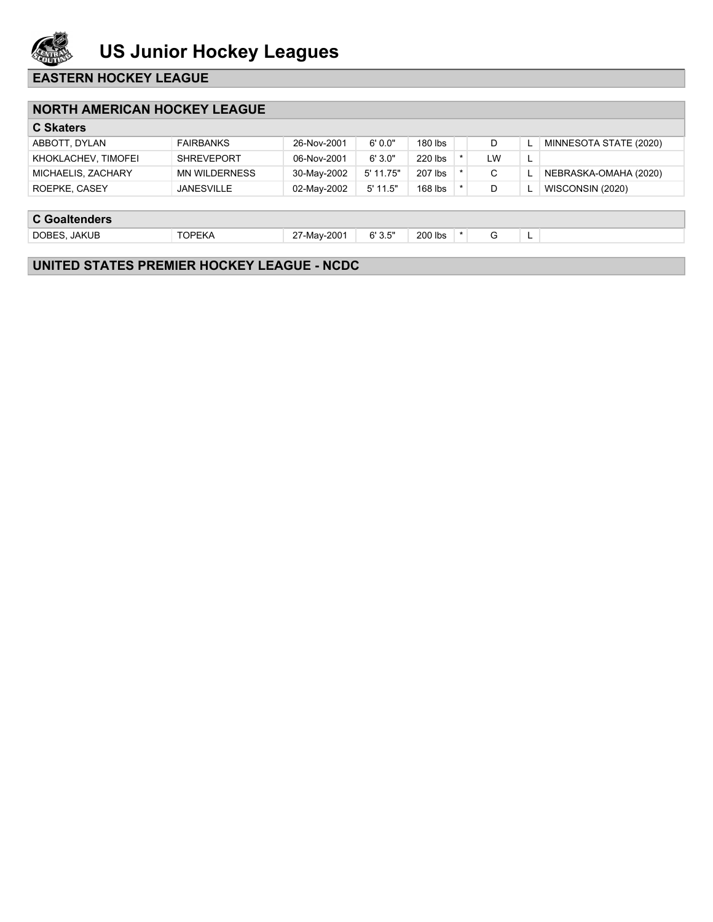# US Junior Hockey Leagues

## EASTERN HOCKEY LEAGUE

## NORTH AMERICAN HOCKEY LEAGUE

### C Skaters

| | | | | | | | | |
|---|---|---|---|---|---|---|---|---|
| ABBOTT, DYLAN | FAIRBANKS | 26-Nov-2001 | 6' 0.0" | 180 lbs | | D | L | MINNESOTA STATE (2020) |
| KHOKLACHEV, TIMOFEI | SHREVEPORT | 06-Nov-2001 | 6' 3.0" | 220 lbs | * | LW | L | |
| MICHAELIS, ZACHARY | MN WILDERNESS | 30-May-2002 | 5' 11.75" | 207 lbs | * | C | L | NEBRASKA-OMAHA (2020) |
| ROEPKE, CASEY | JANESVILLE | 02-May-2002 | 5' 11.5" | 168 lbs | * | D | L | WISCONSIN (2020) |

### C Goaltenders

| | | | | | | | | |
|---|---|---|---|---|---|---|---|---|
| DOBES, JAKUB | TOPEKA | 27-May-2001 | 6' 3.5" | 200 lbs | * | G | L | |

## UNITED STATES PREMIER HOCKEY LEAGUE - NCDC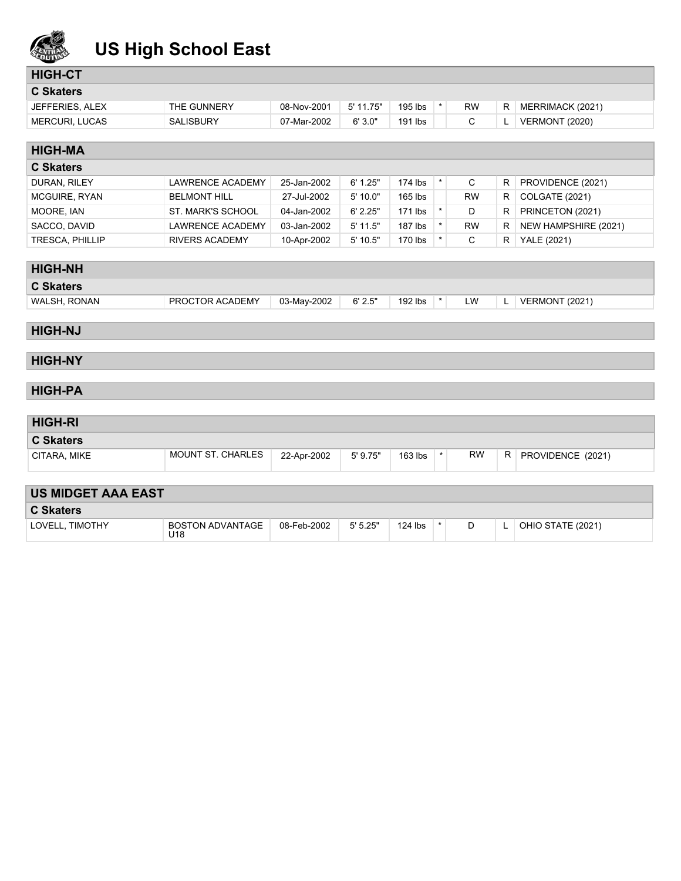# US High School East

## HIGH-CT

### C Skaters

| Name | Team | Birth Date | Height | Weight | * | Pos | Shoots | Commitment |
|---|---|---|---|---|---|---|---|---|
| JEFFERIES, ALEX | THE GUNNERY | 08-Nov-2001 | 5' 11.75" | 195 lbs | * | RW | R | MERRIMACK (2021) |
| MERCURI, LUCAS | SALISBURY | 07-Mar-2002 | 6' 3.0" | 191 lbs | | C | L | VERMONT (2020) |

## HIGH-MA

### C Skaters

| Name | Team | Birth Date | Height | Weight | * | Pos | Shoots | Commitment |
|---|---|---|---|---|---|---|---|---|
| DURAN, RILEY | LAWRENCE ACADEMY | 25-Jan-2002 | 6' 1.25" | 174 lbs | * | C | R | PROVIDENCE (2021) |
| MCGUIRE, RYAN | BELMONT HILL | 27-Jul-2002 | 5' 10.0" | 165 lbs | | RW | R | COLGATE (2021) |
| MOORE, IAN | ST. MARK'S SCHOOL | 04-Jan-2002 | 6' 2.25" | 171 lbs | * | D | R | PRINCETON (2021) |
| SACCO, DAVID | LAWRENCE ACADEMY | 03-Jan-2002 | 5' 11.5" | 187 lbs | * | RW | R | NEW HAMPSHIRE (2021) |
| TRESCA, PHILLIP | RIVERS ACADEMY | 10-Apr-2002 | 5' 10.5" | 170 lbs | * | C | R | YALE (2021) |

## HIGH-NH

### C Skaters

| Name | Team | Birth Date | Height | Weight | * | Pos | Shoots | Commitment |
|---|---|---|---|---|---|---|---|---|
| WALSH, RONAN | PROCTOR ACADEMY | 03-May-2002 | 6' 2.5" | 192 lbs | * | LW | L | VERMONT (2021) |

## HIGH-NJ

## HIGH-NY

## HIGH-PA

## HIGH-RI

### C Skaters

| Name | Team | Birth Date | Height | Weight | * | Pos | Shoots | Commitment |
|---|---|---|---|---|---|---|---|---|
| CITARA, MIKE | MOUNT ST. CHARLES | 22-Apr-2002 | 5' 9.75" | 163 lbs | * | RW | R | PROVIDENCE (2021) |

## US MIDGET AAA EAST

### C Skaters

| Name | Team | Birth Date | Height | Weight | * | Pos | Shoots | Commitment |
|---|---|---|---|---|---|---|---|---|
| LOVELL, TIMOTHY | BOSTON ADVANTAGE U18 | 08-Feb-2002 | 5' 5.25" | 124 lbs | * | D | L | OHIO STATE (2021) |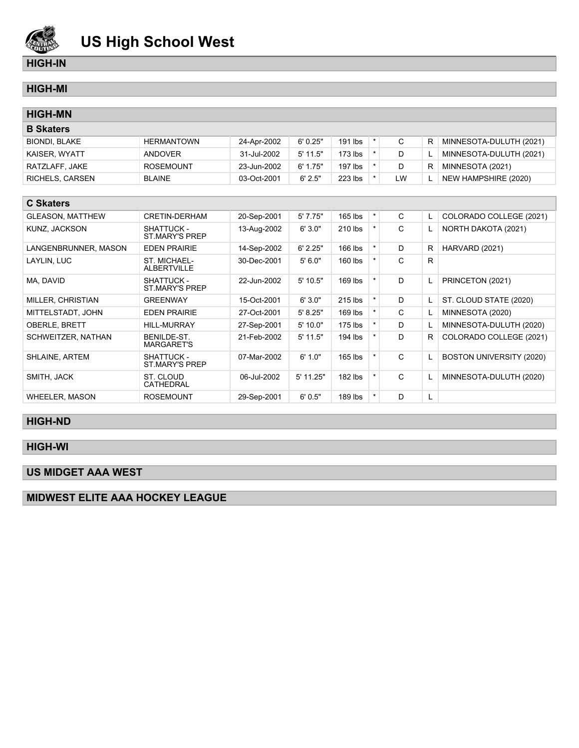# US High School West

## HIGH-IN

## HIGH-MI

## HIGH-MN

### B Skaters

| | | | | | | | | |
|---|---|---|---|---|---|---|---|---|
| BIONDI, BLAKE | HERMANTOWN | 24-Apr-2002 | 6' 0.25" | 191 lbs | * | C | R | MINNESOTA-DULUTH (2021) |
| KAISER, WYATT | ANDOVER | 31-Jul-2002 | 5' 11.5" | 173 lbs | * | D | L | MINNESOTA-DULUTH (2021) |
| RATZLAFF, JAKE | ROSEMOUNT | 23-Jun-2002 | 6' 1.75" | 197 lbs | * | D | R | MINNESOTA (2021) |
| RICHELS, CARSEN | BLAINE | 03-Oct-2001 | 6' 2.5" | 223 lbs | * | LW | L | NEW HAMPSHIRE (2020) |

### C Skaters

| | | | | | | | | |
|---|---|---|---|---|---|---|---|---|
| GLEASON, MATTHEW | CRETIN-DERHAM | 20-Sep-2001 | 5' 7.75" | 165 lbs | * | C | L | COLORADO COLLEGE (2021) |
| KUNZ, JACKSON | SHATTUCK - ST.MARY'S PREP | 13-Aug-2002 | 6' 3.0" | 210 lbs | * | C | L | NORTH DAKOTA (2021) |
| LANGENBRUNNER, MASON | EDEN PRAIRIE | 14-Sep-2002 | 6' 2.25" | 166 lbs | * | D | R | HARVARD (2021) |
| LAYLIN, LUC | ST. MICHAEL-ALBERTVILLE | 30-Dec-2001 | 5' 6.0" | 160 lbs | * | C | R | |
| MA, DAVID | SHATTUCK - ST.MARY'S PREP | 22-Jun-2002 | 5' 10.5" | 169 lbs | * | D | L | PRINCETON (2021) |
| MILLER, CHRISTIAN | GREENWAY | 15-Oct-2001 | 6' 3.0" | 215 lbs | * | D | L | ST. CLOUD STATE (2020) |
| MITTELSTADT, JOHN | EDEN PRAIRIE | 27-Oct-2001 | 5' 8.25" | 169 lbs | * | C | L | MINNESOTA (2020) |
| OBERLE, BRETT | HILL-MURRAY | 27-Sep-2001 | 5' 10.0" | 175 lbs | * | D | L | MINNESOTA-DULUTH (2020) |
| SCHWEITZER, NATHAN | BENILDE-ST. MARGARET'S | 21-Feb-2002 | 5' 11.5" | 194 lbs | * | D | R | COLORADO COLLEGE (2021) |
| SHLAINE, ARTEM | SHATTUCK - ST.MARY'S PREP | 07-Mar-2002 | 6' 1.0" | 165 lbs | * | C | L | BOSTON UNIVERSITY (2020) |
| SMITH, JACK | ST. CLOUD CATHEDRAL | 06-Jul-2002 | 5' 11.25" | 182 lbs | * | C | L | MINNESOTA-DULUTH (2020) |
| WHEELER, MASON | ROSEMOUNT | 29-Sep-2001 | 6' 0.5" | 189 lbs | * | D | L | |

## HIGH-ND

## HIGH-WI

## US MIDGET AAA WEST

## MIDWEST ELITE AAA HOCKEY LEAGUE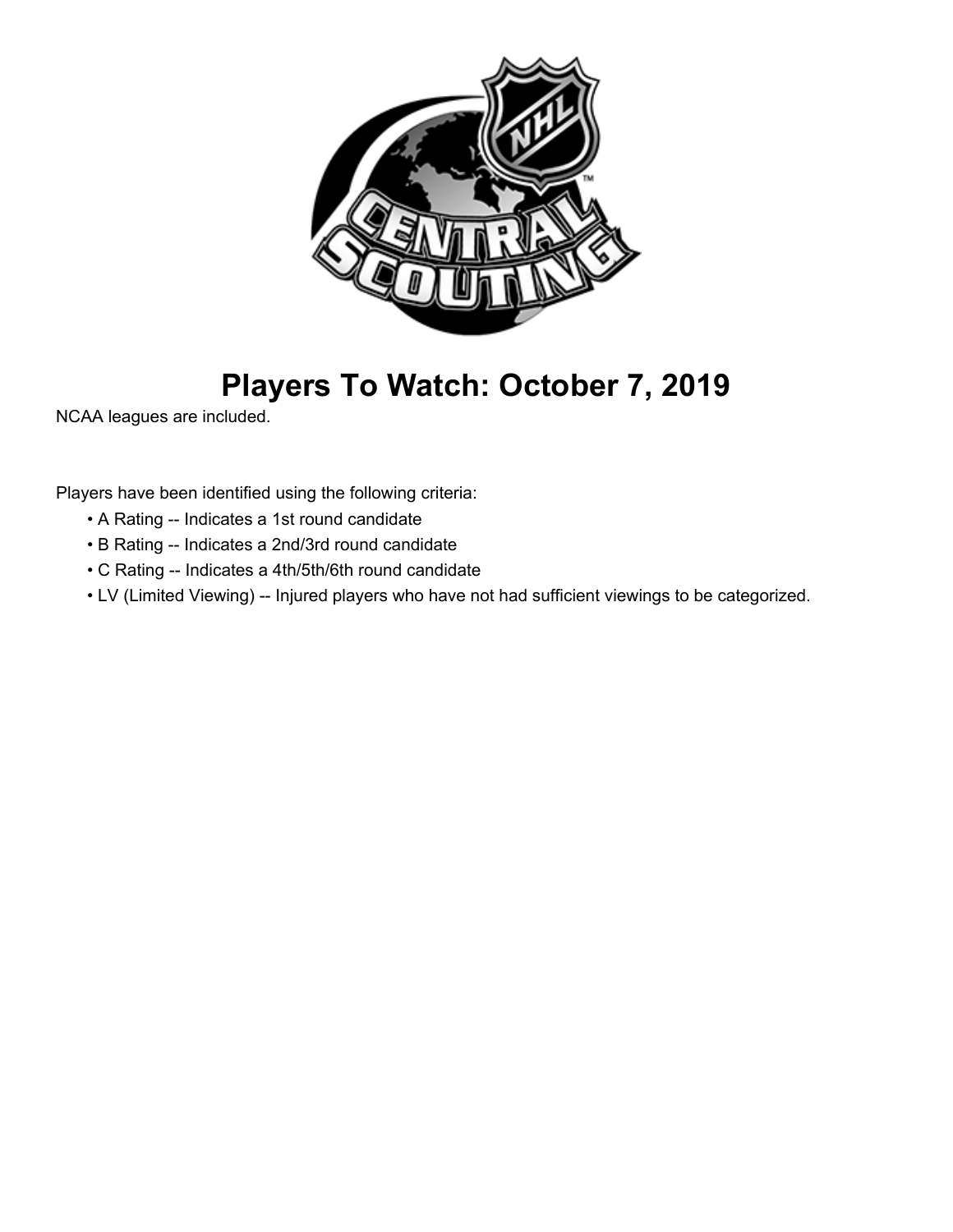# Players To Watch: October 7, 2019

NCAA leagues are included.

Players have been identified using the following criteria:

- A Rating -- Indicates a 1st round candidate
- B Rating -- Indicates a 2nd/3rd round candidate
- C Rating -- Indicates a 4th/5th/6th round candidate
- LV (Limited Viewing) -- Injured players who have not had sufficient viewings to be categorized.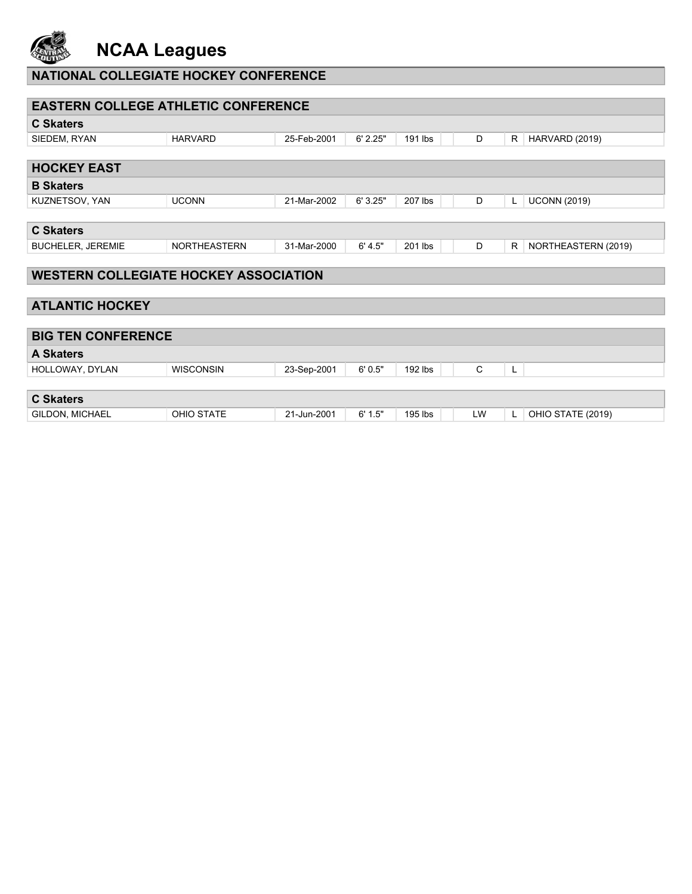# NCAA Leagues

## NATIONAL COLLEGIATE HOCKEY CONFERENCE

## EASTERN COLLEGE ATHLETIC CONFERENCE

### C Skaters

| | | | | | | | | |
|---|---|---|---|---|---|---|---|---|
| SIEDEM, RYAN | HARVARD | 25-Feb-2001 | 6' 2.25" | 191 lbs | | D | R | HARVARD (2019) |

## HOCKEY EAST

### B Skaters

| | | | | | | | | |
|---|---|---|---|---|---|---|---|---|
| KUZNETSOV, YAN | UCONN | 21-Mar-2002 | 6' 3.25" | 207 lbs | | D | L | UCONN (2019) |

### C Skaters

| | | | | | | | | |
|---|---|---|---|---|---|---|---|---|
| BUCHELER, JEREMIE | NORTHEASTERN | 31-Mar-2000 | 6' 4.5" | 201 lbs | | D | R | NORTHEASTERN (2019) |

## WESTERN COLLEGIATE HOCKEY ASSOCIATION

## ATLANTIC HOCKEY

## BIG TEN CONFERENCE

### A Skaters

| | | | | | | | | |
|---|---|---|---|---|---|---|---|---|
| HOLLOWAY, DYLAN | WISCONSIN | 23-Sep-2001 | 6' 0.5" | 192 lbs | | C | L | |

### C Skaters

| | | | | | | | | |
|---|---|---|---|---|---|---|---|---|
| GILDON, MICHAEL | OHIO STATE | 21-Jun-2001 | 6' 1.5" | 195 lbs | | LW | L | OHIO STATE (2019) |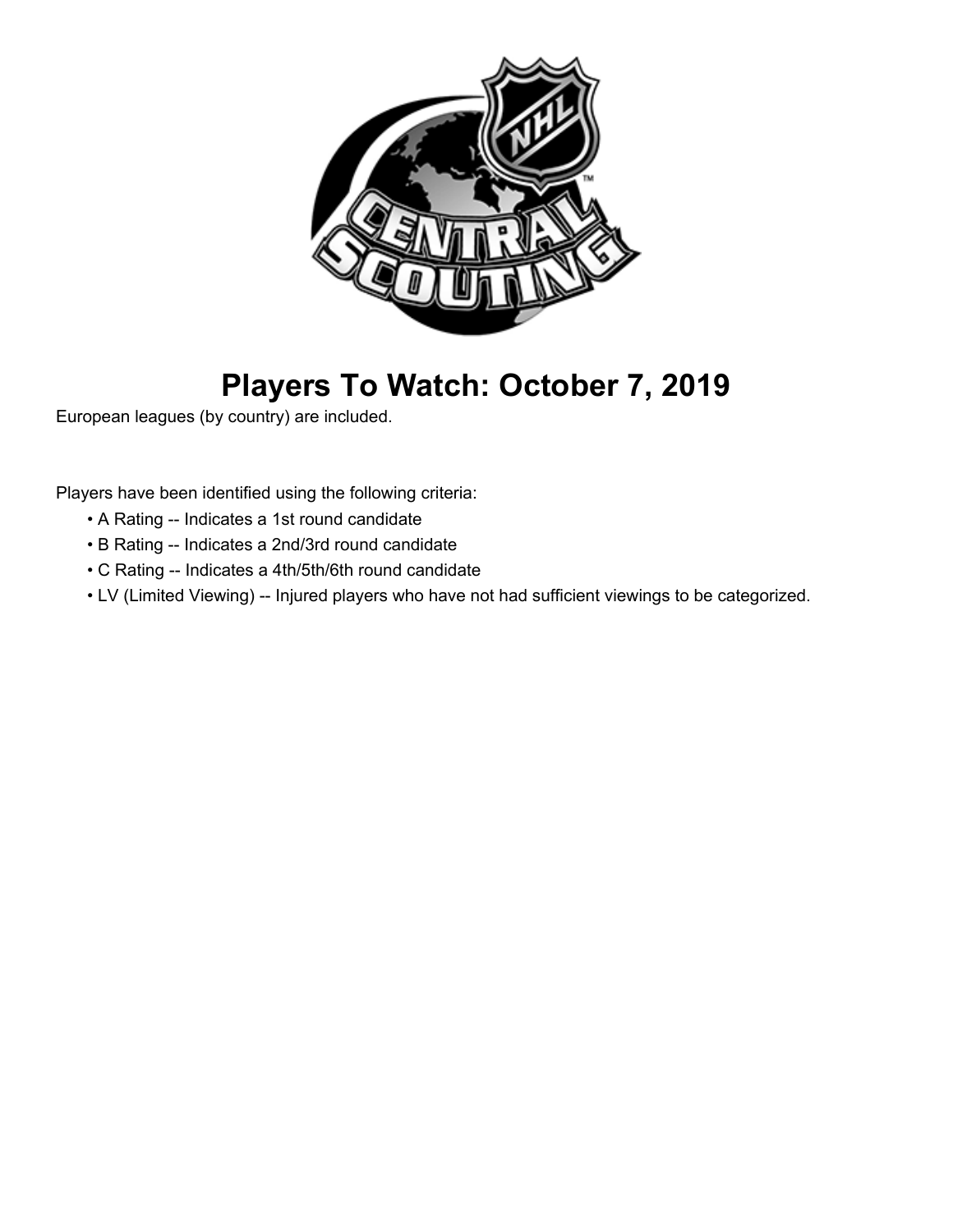# Players To Watch: October 7, 2019

European leagues (by country) are included.

Players have been identified using the following criteria:

- A Rating -- Indicates a 1st round candidate
- B Rating -- Indicates a 2nd/3rd round candidate
- C Rating -- Indicates a 4th/5th/6th round candidate
- LV (Limited Viewing) -- Injured players who have not had sufficient viewings to be categorized.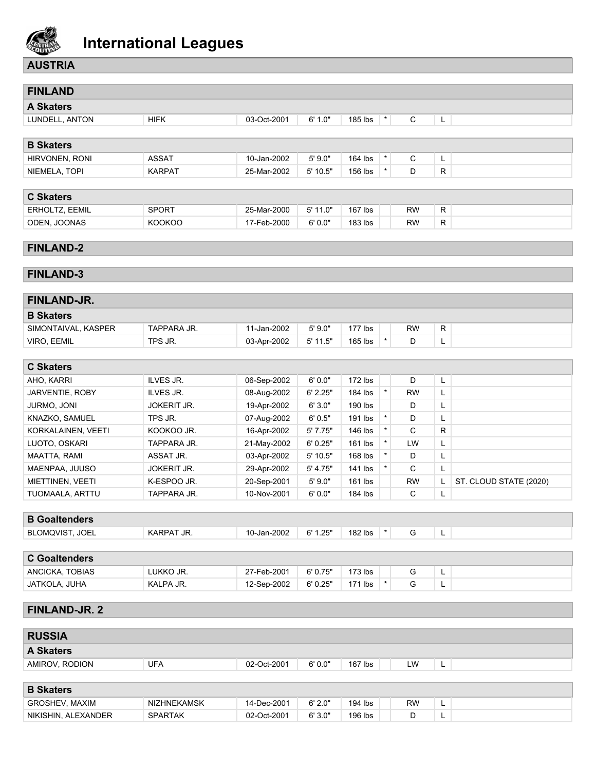# International Leagues

## AUSTRIA

## FINLAND

### A Skaters

| | | | | | | | | |
|---|---|---|---|---|---|---|---|---|
| LUNDELL, ANTON | HIFK | 03-Oct-2001 | 6' 1.0" | 185 lbs | * | C | L | |

### B Skaters

| | | | | | | | | |
|---|---|---|---|---|---|---|---|---|
| HIRVONEN, RONI | ASSAT | 10-Jan-2002 | 5' 9.0" | 164 lbs | * | C | L | |
| NIEMELA, TOPI | KARPAT | 25-Mar-2002 | 5' 10.5" | 156 lbs | * | D | R | |

### C Skaters

| | | | | | | | | |
|---|---|---|---|---|---|---|---|---|
| ERHOLTZ, EEMIL | SPORT | 25-Mar-2000 | 5' 11.0" | 167 lbs | | RW | R | |
| ODEN, JOONAS | KOOKOO | 17-Feb-2000 | 6' 0.0" | 183 lbs | | RW | R | |

## FINLAND-2

## FINLAND-3

## FINLAND-JR.

### B Skaters

| | | | | | | | | |
|---|---|---|---|---|---|---|---|---|
| SIMONTAIVAL, KASPER | TAPPARA JR. | 11-Jan-2002 | 5' 9.0" | 177 lbs | | RW | R | |
| VIRO, EEMIL | TPS JR. | 03-Apr-2002 | 5' 11.5" | 165 lbs | * | D | L | |

### C Skaters

| | | | | | | | | |
|---|---|---|---|---|---|---|---|---|
| AHO, KARRI | ILVES JR. | 06-Sep-2002 | 6' 0.0" | 172 lbs | | D | L | |
| JARVENTIE, ROBY | ILVES JR. | 08-Aug-2002 | 6' 2.25" | 184 lbs | * | RW | L | |
| JURMO, JONI | JOKERIT JR. | 19-Apr-2002 | 6' 3.0" | 190 lbs | | D | L | |
| KNAZKO, SAMUEL | TPS JR. | 07-Aug-2002 | 6' 0.5" | 191 lbs | * | D | L | |
| KORKALAINEN, VEETI | KOOKOO JR. | 16-Apr-2002 | 5' 7.75" | 146 lbs | * | C | R | |
| LUOTO, OSKARI | TAPPARA JR. | 21-May-2002 | 6' 0.25" | 161 lbs | * | LW | L | |
| MAATTA, RAMI | ASSAT JR. | 03-Apr-2002 | 5' 10.5" | 168 lbs | * | D | L | |
| MAENPAA, JUUSO | JOKERIT JR. | 29-Apr-2002 | 5' 4.75" | 141 lbs | * | C | L | |
| MIETTINEN, VEETI | K-ESPOO JR. | 20-Sep-2001 | 5' 9.0" | 161 lbs | | RW | L | ST. CLOUD STATE (2020) |
| TUOMAALA, ARTTU | TAPPARA JR. | 10-Nov-2001 | 6' 0.0" | 184 lbs | | C | L | |

### B Goaltenders

| | | | | | | | | |
|---|---|---|---|---|---|---|---|---|
| BLOMQVIST, JOEL | KARPAT JR. | 10-Jan-2002 | 6' 1.25" | 182 lbs | * | G | L | |

### C Goaltenders

| | | | | | | | | |
|---|---|---|---|---|---|---|---|---|
| ANCICKA, TOBIAS | LUKKO JR. | 27-Feb-2001 | 6' 0.75" | 173 lbs | | G | L | |
| JATKOLA, JUHA | KALPA JR. | 12-Sep-2002 | 6' 0.25" | 171 lbs | * | G | L | |

## FINLAND-JR. 2

## RUSSIA

### A Skaters

| | | | | | | | | |
|---|---|---|---|---|---|---|---|---|
| AMIROV, RODION | UFA | 02-Oct-2001 | 6' 0.0" | 167 lbs | | LW | L | |

### B Skaters

| | | | | | | | | |
|---|---|---|---|---|---|---|---|---|
| GROSHEV, MAXIM | NIZHNEKAMSK | 14-Dec-2001 | 6' 2.0" | 194 lbs | | RW | L | |
| NIKISHIN, ALEXANDER | SPARTAK | 02-Oct-2001 | 6' 3.0" | 196 lbs | | D | L | |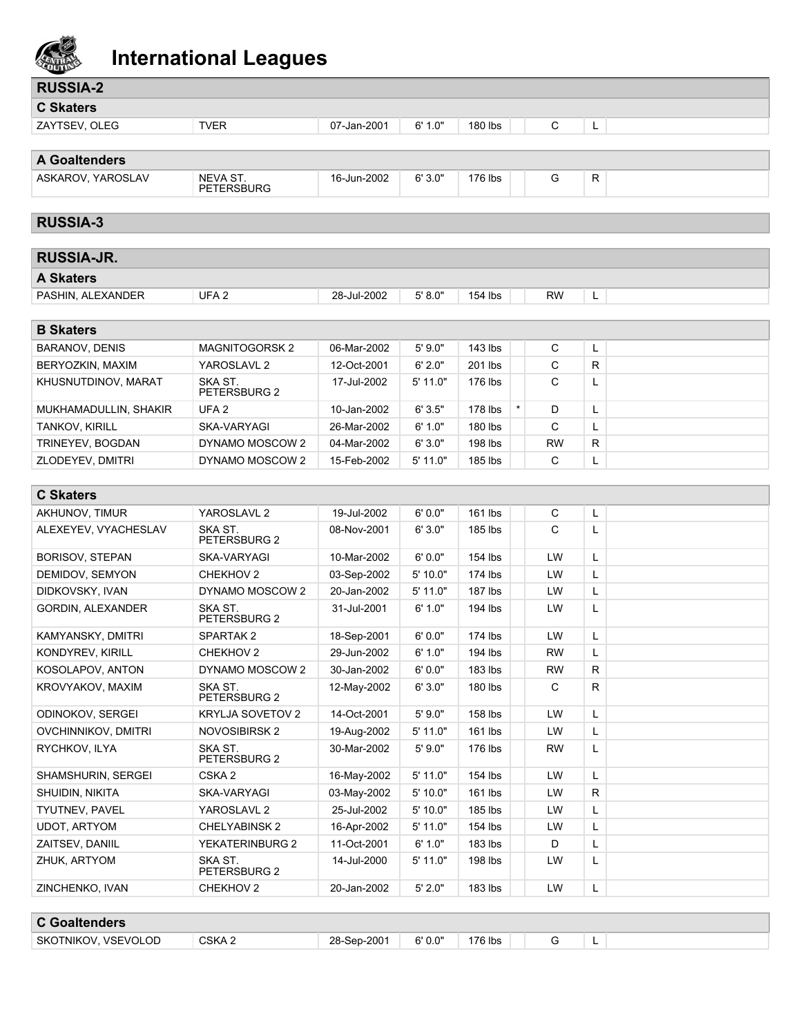# International Leagues

## RUSSIA-2

### C Skaters

| | | | | | | | | |
|---|---|---|---|---|---|---|---|---|
| ZAYTSEV, OLEG | TVER | 07-Jan-2001 | 6' 1.0" | 180 lbs | | C | L | |

### A Goaltenders

| | | | | | | | | |
|---|---|---|---|---|---|---|---|---|
| ASKAROV, YAROSLAV | NEVA ST. PETERSBURG | 16-Jun-2002 | 6' 3.0" | 176 lbs | | G | R | |

## RUSSIA-3

## RUSSIA-JR.

### A Skaters

| | | | | | | | | |
|---|---|---|---|---|---|---|---|---|
| PASHIN, ALEXANDER | UFA 2 | 28-Jul-2002 | 5' 8.0" | 154 lbs | | RW | L | |

### B Skaters

| | | | | | | | | |
|---|---|---|---|---|---|---|---|---|
| BARANOV, DENIS | MAGNITOGORSK 2 | 06-Mar-2002 | 5' 9.0" | 143 lbs | | C | L | |
| BERYOZKIN, MAXIM | YAROSLAVL 2 | 12-Oct-2001 | 6' 2.0" | 201 lbs | | C | R | |
| KHUSNUTDINOV, MARAT | SKA ST. PETERSBURG 2 | 17-Jul-2002 | 5' 11.0" | 176 lbs | | C | L | |
| MUKHAMADULLIN, SHAKIR | UFA 2 | 10-Jan-2002 | 6' 3.5" | 178 lbs | * | D | L | |
| TANKOV, KIRILL | SKA-VARYAGI | 26-Mar-2002 | 6' 1.0" | 180 lbs | | C | L | |
| TRINEYEV, BOGDAN | DYNAMO MOSCOW 2 | 04-Mar-2002 | 6' 3.0" | 198 lbs | | RW | R | |
| ZLODEYEV, DMITRI | DYNAMO MOSCOW 2 | 15-Feb-2002 | 5' 11.0" | 185 lbs | | C | L | |

### C Skaters

| | | | | | | | | |
|---|---|---|---|---|---|---|---|---|
| AKHUNOV, TIMUR | YAROSLAVL 2 | 19-Jul-2002 | 6' 0.0" | 161 lbs | | C | L | |
| ALEXEYEV, VYACHESLAV | SKA ST. PETERSBURG 2 | 08-Nov-2001 | 6' 3.0" | 185 lbs | | C | L | |
| BORISOV, STEPAN | SKA-VARYAGI | 10-Mar-2002 | 6' 0.0" | 154 lbs | | LW | L | |
| DEMIDOV, SEMYON | CHEKHOV 2 | 03-Sep-2002 | 5' 10.0" | 174 lbs | | LW | L | |
| DIDKOVSKY, IVAN | DYNAMO MOSCOW 2 | 20-Jan-2002 | 5' 11.0" | 187 lbs | | LW | L | |
| GORDIN, ALEXANDER | SKA ST. PETERSBURG 2 | 31-Jul-2001 | 6' 1.0" | 194 lbs | | LW | L | |
| KAMYANSKY, DMITRI | SPARTAK 2 | 18-Sep-2001 | 6' 0.0" | 174 lbs | | LW | L | |
| KONDYREV, KIRILL | CHEKHOV 2 | 29-Jun-2002 | 6' 1.0" | 194 lbs | | RW | L | |
| KOSOLAPOV, ANTON | DYNAMO MOSCOW 2 | 30-Jan-2002 | 6' 0.0" | 183 lbs | | RW | R | |
| KROVYAKOV, MAXIM | SKA ST. PETERSBURG 2 | 12-May-2002 | 6' 3.0" | 180 lbs | | C | R | |
| ODINOKOV, SERGEI | KRYLJA SOVETOV 2 | 14-Oct-2001 | 5' 9.0" | 158 lbs | | LW | L | |
| OVCHINNIKOV, DMITRI | NOVOSIBIRSK 2 | 19-Aug-2002 | 5' 11.0" | 161 lbs | | LW | L | |
| RYCHKOV, ILYA | SKA ST. PETERSBURG 2 | 30-Mar-2002 | 5' 9.0" | 176 lbs | | RW | L | |
| SHAMSHURIN, SERGEI | CSKA 2 | 16-May-2002 | 5' 11.0" | 154 lbs | | LW | L | |
| SHUIDIN, NIKITA | SKA-VARYAGI | 03-May-2002 | 5' 10.0" | 161 lbs | | LW | R | |
| TYUTNEV, PAVEL | YAROSLAVL 2 | 25-Jul-2002 | 5' 10.0" | 185 lbs | | LW | L | |
| UDOT, ARTYOM | CHELYABINSK 2 | 16-Apr-2002 | 5' 11.0" | 154 lbs | | LW | L | |
| ZAITSEV, DANIIL | YEKATERINBURG 2 | 11-Oct-2001 | 6' 1.0" | 183 lbs | | D | L | |
| ZHUK, ARTYOM | SKA ST. PETERSBURG 2 | 14-Jul-2000 | 5' 11.0" | 198 lbs | | LW | L | |
| ZINCHENKO, IVAN | CHEKHOV 2 | 20-Jan-2002 | 5' 2.0" | 183 lbs | | LW | L | |

### C Goaltenders

| | | | | | | | | |
|---|---|---|---|---|---|---|---|---|
| SKOTNIKOV, VSEVOLOD | CSKA 2 | 28-Sep-2001 | 6' 0.0" | 176 lbs | | G | L | |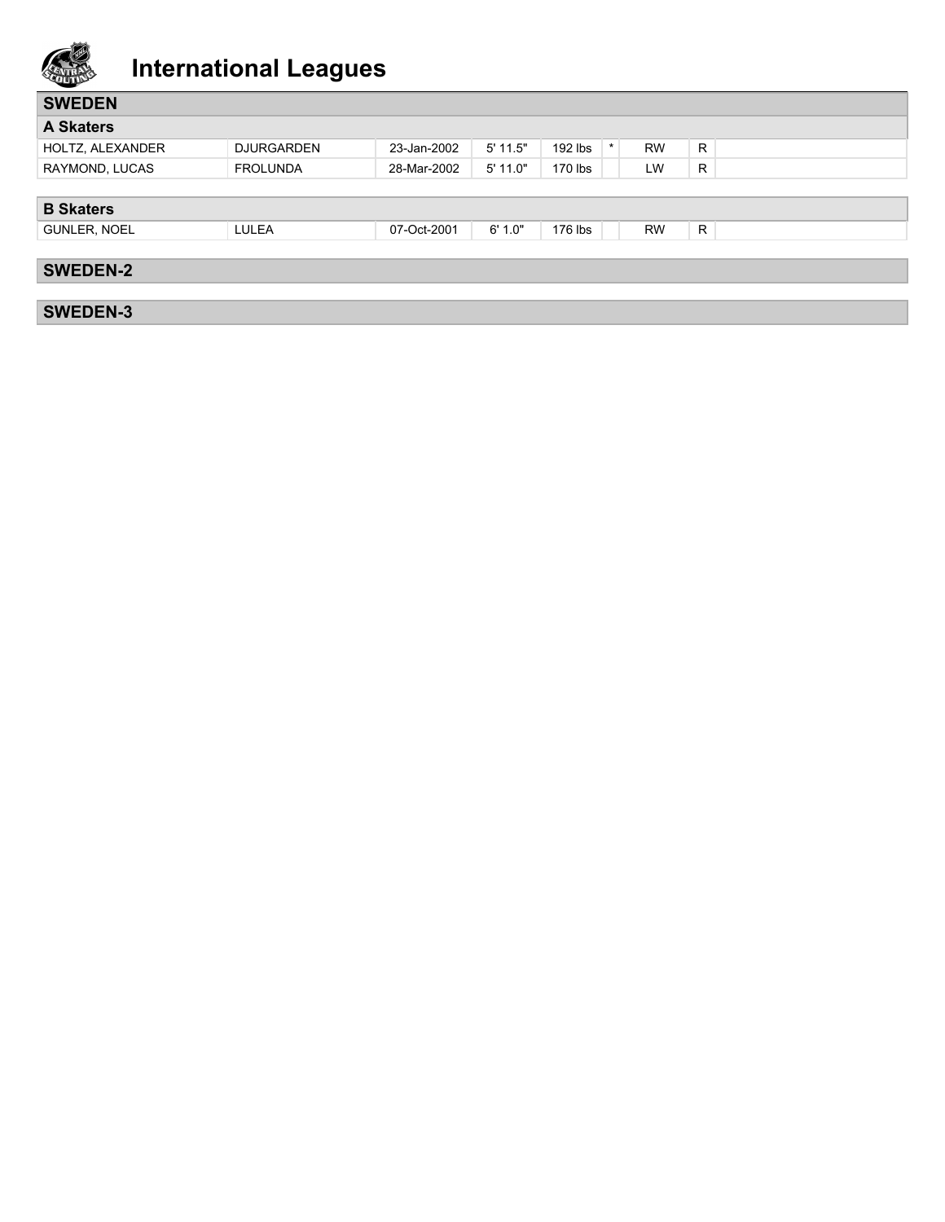# International Leagues

## SWEDEN

### A Skaters

| | | | | | | | | |
|---|---|---|---|---|---|---|---|---|
| HOLTZ, ALEXANDER | DJURGARDEN | 23-Jan-2002 | 5' 11.5" | 192 lbs | * | RW | R | |
| RAYMOND, LUCAS | FROLUNDA | 28-Mar-2002 | 5' 11.0" | 170 lbs | | LW | R | |

### B Skaters

| | | | | | | | | |
|---|---|---|---|---|---|---|---|---|
| GUNLER, NOEL | LULEA | 07-Oct-2001 | 6' 1.0" | 176 lbs | | RW | R | |

## SWEDEN-2

## SWEDEN-3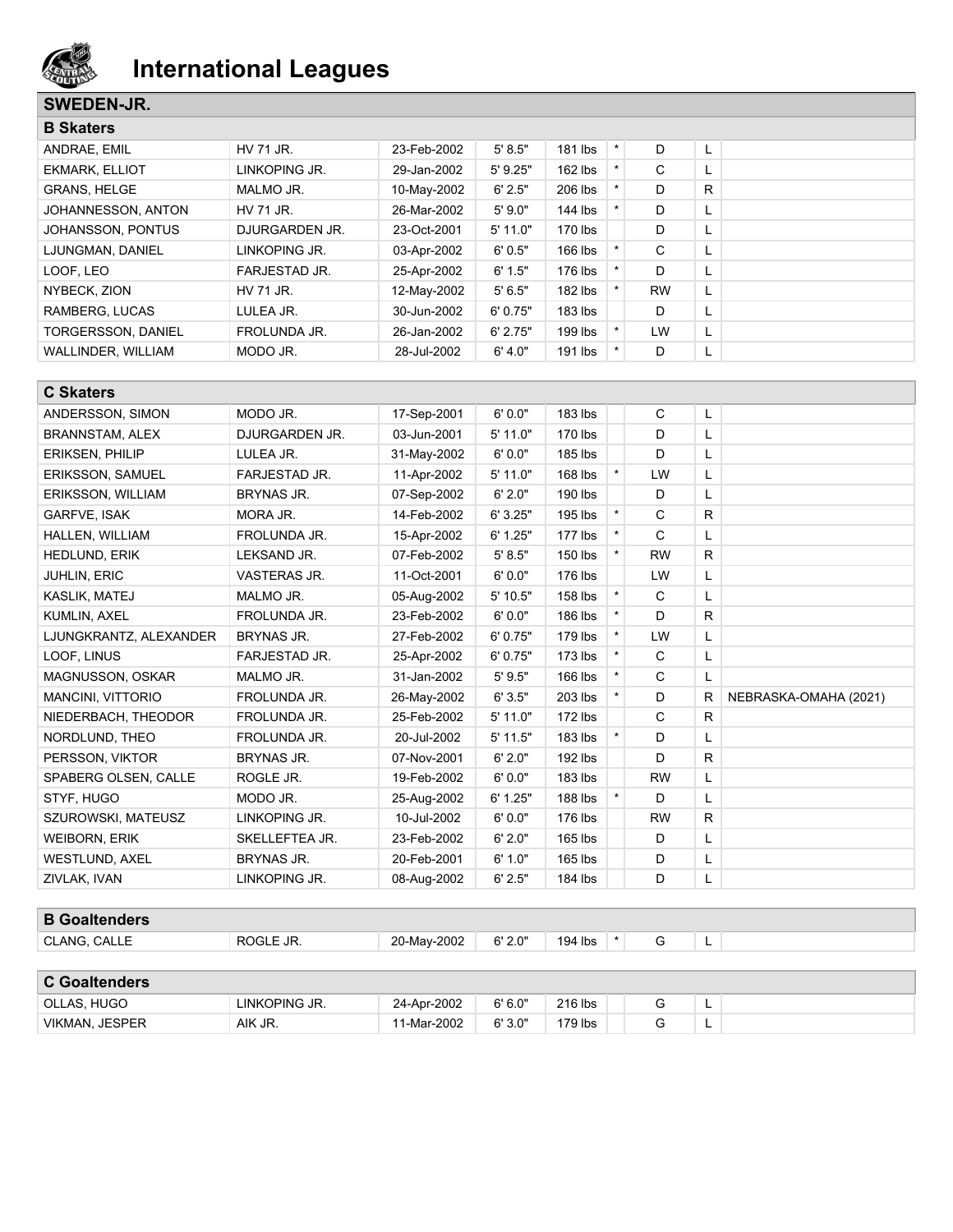# International Leagues

## SWEDEN-JR.

### B Skaters

| | | | | | | | | |
|---|---|---|---|---|---|---|---|---|
| ANDRAE, EMIL | HV 71 JR. | 23-Feb-2002 | 5' 8.5" | 181 lbs | * | D | L | |
| EKMARK, ELLIOT | LINKOPING JR. | 29-Jan-2002 | 5' 9.25" | 162 lbs | * | C | L | |
| GRANS, HELGE | MALMO JR. | 10-May-2002 | 6' 2.5" | 206 lbs | * | D | R | |
| JOHANNESSON, ANTON | HV 71 JR. | 26-Mar-2002 | 5' 9.0" | 144 lbs | * | D | L | |
| JOHANSSON, PONTUS | DJURGARDEN JR. | 23-Oct-2001 | 5' 11.0" | 170 lbs | | D | L | |
| LJUNGMAN, DANIEL | LINKOPING JR. | 03-Apr-2002 | 6' 0.5" | 166 lbs | * | C | L | |
| LOOF, LEO | FARJESTAD JR. | 25-Apr-2002 | 6' 1.5" | 176 lbs | * | D | L | |
| NYBECK, ZION | HV 71 JR. | 12-May-2002 | 5' 6.5" | 182 lbs | * | RW | L | |
| RAMBERG, LUCAS | LULEA JR. | 30-Jun-2002 | 6' 0.75" | 183 lbs | | D | L | |
| TORGERSSON, DANIEL | FROLUNDA JR. | 26-Jan-2002 | 6' 2.75" | 199 lbs | * | LW | L | |
| WALLINDER, WILLIAM | MODO JR. | 28-Jul-2002 | 6' 4.0" | 191 lbs | * | D | L | |

### C Skaters

| | | | | | | | | |
|---|---|---|---|---|---|---|---|---|
| ANDERSSON, SIMON | MODO JR. | 17-Sep-2001 | 6' 0.0" | 183 lbs | | C | L | |
| BRANNSTAM, ALEX | DJURGARDEN JR. | 03-Jun-2001 | 5' 11.0" | 170 lbs | | D | L | |
| ERIKSEN, PHILIP | LULEA JR. | 31-May-2002 | 6' 0.0" | 185 lbs | | D | L | |
| ERIKSSON, SAMUEL | FARJESTAD JR. | 11-Apr-2002 | 5' 11.0" | 168 lbs | * | LW | L | |
| ERIKSSON, WILLIAM | BRYNAS JR. | 07-Sep-2002 | 6' 2.0" | 190 lbs | | D | L | |
| GARFVE, ISAK | MORA JR. | 14-Feb-2002 | 6' 3.25" | 195 lbs | * | C | R | |
| HALLEN, WILLIAM | FROLUNDA JR. | 15-Apr-2002 | 6' 1.25" | 177 lbs | * | C | L | |
| HEDLUND, ERIK | LEKSAND JR. | 07-Feb-2002 | 5' 8.5" | 150 lbs | * | RW | R | |
| JUHLIN, ERIC | VASTERAS JR. | 11-Oct-2001 | 6' 0.0" | 176 lbs | | LW | L | |
| KASLIK, MATEJ | MALMO JR. | 05-Aug-2002 | 5' 10.5" | 158 lbs | * | C | L | |
| KUMLIN, AXEL | FROLUNDA JR. | 23-Feb-2002 | 6' 0.0" | 186 lbs | * | D | R | |
| LJUNGKRANTZ, ALEXANDER | BRYNAS JR. | 27-Feb-2002 | 6' 0.75" | 179 lbs | * | LW | L | |
| LOOF, LINUS | FARJESTAD JR. | 25-Apr-2002 | 6' 0.75" | 173 lbs | * | C | L | |
| MAGNUSSON, OSKAR | MALMO JR. | 31-Jan-2002 | 5' 9.5" | 166 lbs | * | C | L | |
| MANCINI, VITTORIO | FROLUNDA JR. | 26-May-2002 | 6' 3.5" | 203 lbs | * | D | R | NEBRASKA-OMAHA (2021) |
| NIEDERBACH, THEODOR | FROLUNDA JR. | 25-Feb-2002 | 5' 11.0" | 172 lbs | | C | R | |
| NORDLUND, THEO | FROLUNDA JR. | 20-Jul-2002 | 5' 11.5" | 183 lbs | * | D | L | |
| PERSSON, VIKTOR | BRYNAS JR. | 07-Nov-2001 | 6' 2.0" | 192 lbs | | D | R | |
| SPABERG OLSEN, CALLE | ROGLE JR. | 19-Feb-2002 | 6' 0.0" | 183 lbs | | RW | L | |
| STYF, HUGO | MODO JR. | 25-Aug-2002 | 6' 1.25" | 188 lbs | * | D | L | |
| SZUROWSKI, MATEUSZ | LINKOPING JR. | 10-Jul-2002 | 6' 0.0" | 176 lbs | | RW | R | |
| WEIBORN, ERIK | SKELLEFTEA JR. | 23-Feb-2002 | 6' 2.0" | 165 lbs | | D | L | |
| WESTLUND, AXEL | BRYNAS JR. | 20-Feb-2001 | 6' 1.0" | 165 lbs | | D | L | |
| ZIVLAK, IVAN | LINKOPING JR. | 08-Aug-2002 | 6' 2.5" | 184 lbs | | D | L | |

### B Goaltenders

| | | | | | | | | |
|---|---|---|---|---|---|---|---|---|
| CLANG, CALLE | ROGLE JR. | 20-May-2002 | 6' 2.0" | 194 lbs | * | G | L | |

### C Goaltenders

| | | | | | | | | |
|---|---|---|---|---|---|---|---|---|
| OLLAS, HUGO | LINKOPING JR. | 24-Apr-2002 | 6' 6.0" | 216 lbs | | G | L | |
| VIKMAN, JESPER | AIK JR. | 11-Mar-2002 | 6' 3.0" | 179 lbs | | G | L | |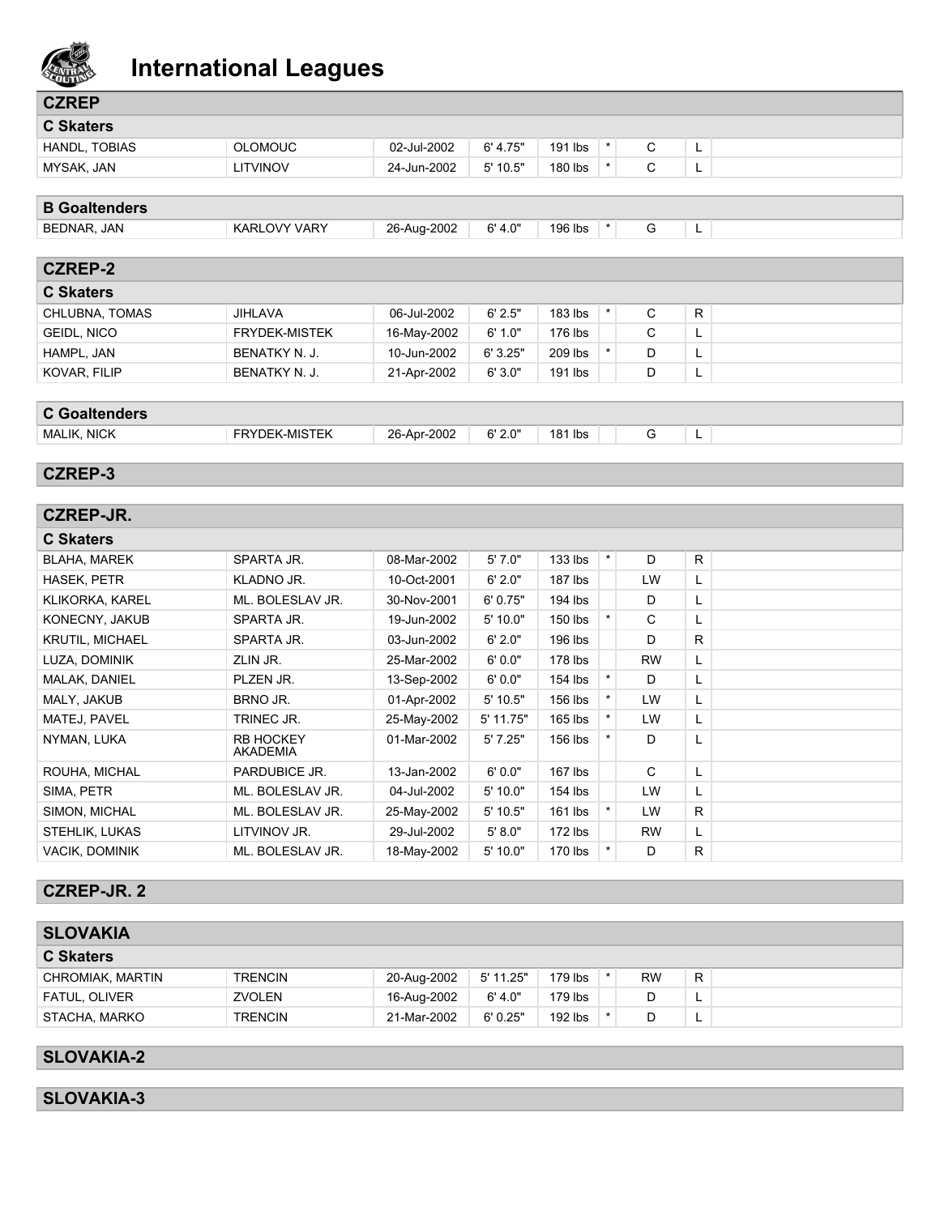# International Leagues

## CZREP

### C Skaters

| | | | | | | | | |
|---|---|---|---|---|---|---|---|---|
| HANDL, TOBIAS | OLOMOUC | 02-Jul-2002 | 6' 4.75" | 191 lbs | * | C | L | |
| MYSAK, JAN | LITVINOV | 24-Jun-2002 | 5' 10.5" | 180 lbs | * | C | L | |

### B Goaltenders

| | | | | | | | | |
|---|---|---|---|---|---|---|---|---|
| BEDNAR, JAN | KARLOVY VARY | 26-Aug-2002 | 6' 4.0" | 196 lbs | * | G | L | |

## CZREP-2

### C Skaters

| | | | | | | | | |
|---|---|---|---|---|---|---|---|---|
| CHLUBNA, TOMAS | JIHLAVA | 06-Jul-2002 | 6' 2.5" | 183 lbs | * | C | R | |
| GEIDL, NICO | FRYDEK-MISTEK | 16-May-2002 | 6' 1.0" | 176 lbs | | C | L | |
| HAMPL, JAN | BENATKY N. J. | 10-Jun-2002 | 6' 3.25" | 209 lbs | * | D | L | |
| KOVAR, FILIP | BENATKY N. J. | 21-Apr-2002 | 6' 3.0" | 191 lbs | | D | L | |

### C Goaltenders

| | | | | | | | | |
|---|---|---|---|---|---|---|---|---|
| MALIK, NICK | FRYDEK-MISTEK | 26-Apr-2002 | 6' 2.0" | 181 lbs | | G | L | |

## CZREP-3

## CZREP-JR.

### C Skaters

| | | | | | | | | |
|---|---|---|---|---|---|---|---|---|
| BLAHA, MAREK | SPARTA JR. | 08-Mar-2002 | 5' 7.0" | 133 lbs | * | D | R | |
| HASEK, PETR | KLADNO JR. | 10-Oct-2001 | 6' 2.0" | 187 lbs | | LW | L | |
| KLIKORKA, KAREL | ML. BOLESLAV JR. | 30-Nov-2001 | 6' 0.75" | 194 lbs | | D | L | |
| KONECNY, JAKUB | SPARTA JR. | 19-Jun-2002 | 5' 10.0" | 150 lbs | * | C | L | |
| KRUTIL, MICHAEL | SPARTA JR. | 03-Jun-2002 | 6' 2.0" | 196 lbs | | D | R | |
| LUZA, DOMINIK | ZLIN JR. | 25-Mar-2002 | 6' 0.0" | 178 lbs | | RW | L | |
| MALAK, DANIEL | PLZEN JR. | 13-Sep-2002 | 6' 0.0" | 154 lbs | * | D | L | |
| MALY, JAKUB | BRNO JR. | 01-Apr-2002 | 5' 10.5" | 156 lbs | * | LW | L | |
| MATEJ, PAVEL | TRINEC JR. | 25-May-2002 | 5' 11.75" | 165 lbs | * | LW | L | |
| NYMAN, LUKA | RB HOCKEY AKADEMIA | 01-Mar-2002 | 5' 7.25" | 156 lbs | * | D | L | |
| ROUHA, MICHAL | PARDUBICE JR. | 13-Jan-2002 | 6' 0.0" | 167 lbs | | C | L | |
| SIMA, PETR | ML. BOLESLAV JR. | 04-Jul-2002 | 5' 10.0" | 154 lbs | | LW | L | |
| SIMON, MICHAL | ML. BOLESLAV JR. | 25-May-2002 | 5' 10.5" | 161 lbs | * | LW | R | |
| STEHLIK, LUKAS | LITVINOV JR. | 29-Jul-2002 | 5' 8.0" | 172 lbs | | RW | L | |
| VACIK, DOMINIK | ML. BOLESLAV JR. | 18-May-2002 | 5' 10.0" | 170 lbs | * | D | R | |

## CZREP-JR. 2

## SLOVAKIA

### C Skaters

| | | | | | | | | |
|---|---|---|---|---|---|---|---|---|
| CHROMIAK, MARTIN | TRENCIN | 20-Aug-2002 | 5' 11.25" | 179 lbs | * | RW | R | |
| FATUL, OLIVER | ZVOLEN | 16-Aug-2002 | 6' 4.0" | 179 lbs | | D | L | |
| STACHA, MARKO | TRENCIN | 21-Mar-2002 | 6' 0.25" | 192 lbs | * | D | L | |

## SLOVAKIA-2

## SLOVAKIA-3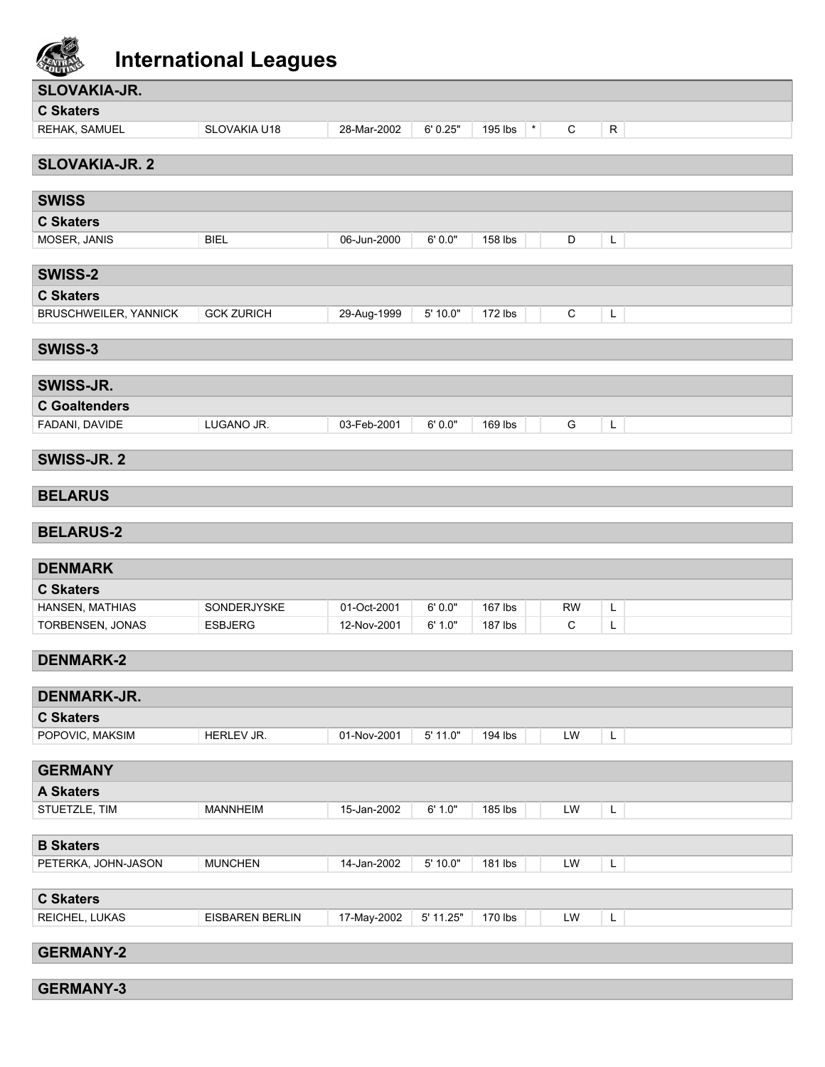# International Leagues

## SLOVAKIA-JR.

### C Skaters

| | | | | | | | | |
|---|---|---|---|---|---|---|---|---|
| REHAK, SAMUEL | SLOVAKIA U18 | 28-Mar-2002 | 6' 0.25" | 195 lbs | * | C | R | |

## SLOVAKIA-JR. 2

## SWISS

### C Skaters

| | | | | | | | | |
|---|---|---|---|---|---|---|---|---|
| MOSER, JANIS | BIEL | 06-Jun-2000 | 6' 0.0" | 158 lbs | | D | L | |

## SWISS-2

### C Skaters

| | | | | | | | | |
|---|---|---|---|---|---|---|---|---|
| BRUSCHWEILER, YANNICK | GCK ZURICH | 29-Aug-1999 | 5' 10.0" | 172 lbs | | C | L | |

## SWISS-3

## SWISS-JR.

### C Goaltenders

| | | | | | | | | |
|---|---|---|---|---|---|---|---|---|
| FADANI, DAVIDE | LUGANO JR. | 03-Feb-2001 | 6' 0.0" | 169 lbs | | G | L | |

## SWISS-JR. 2

## BELARUS

## BELARUS-2

## DENMARK

### C Skaters

| | | | | | | | | |
|---|---|---|---|---|---|---|---|---|
| HANSEN, MATHIAS | SONDERJYSKE | 01-Oct-2001 | 6' 0.0" | 167 lbs | | RW | L | |
| TORBENSEN, JONAS | ESBJERG | 12-Nov-2001 | 6' 1.0" | 187 lbs | | C | L | |

## DENMARK-2

## DENMARK-JR.

### C Skaters

| | | | | | | | | |
|---|---|---|---|---|---|---|---|---|
| POPOVIC, MAKSIM | HERLEV JR. | 01-Nov-2001 | 5' 11.0" | 194 lbs | | LW | L | |

## GERMANY

### A Skaters

| | | | | | | | | |
|---|---|---|---|---|---|---|---|---|
| STUETZLE, TIM | MANNHEIM | 15-Jan-2002 | 6' 1.0" | 185 lbs | | LW | L | |

### B Skaters

| | | | | | | | | |
|---|---|---|---|---|---|---|---|---|
| PETERKA, JOHN-JASON | MUNCHEN | 14-Jan-2002 | 5' 10.0" | 181 lbs | | LW | L | |

### C Skaters

| | | | | | | | | |
|---|---|---|---|---|---|---|---|---|
| REICHEL, LUKAS | EISBAREN BERLIN | 17-May-2002 | 5' 11.25" | 170 lbs | | LW | L | |

## GERMANY-2

## GERMANY-3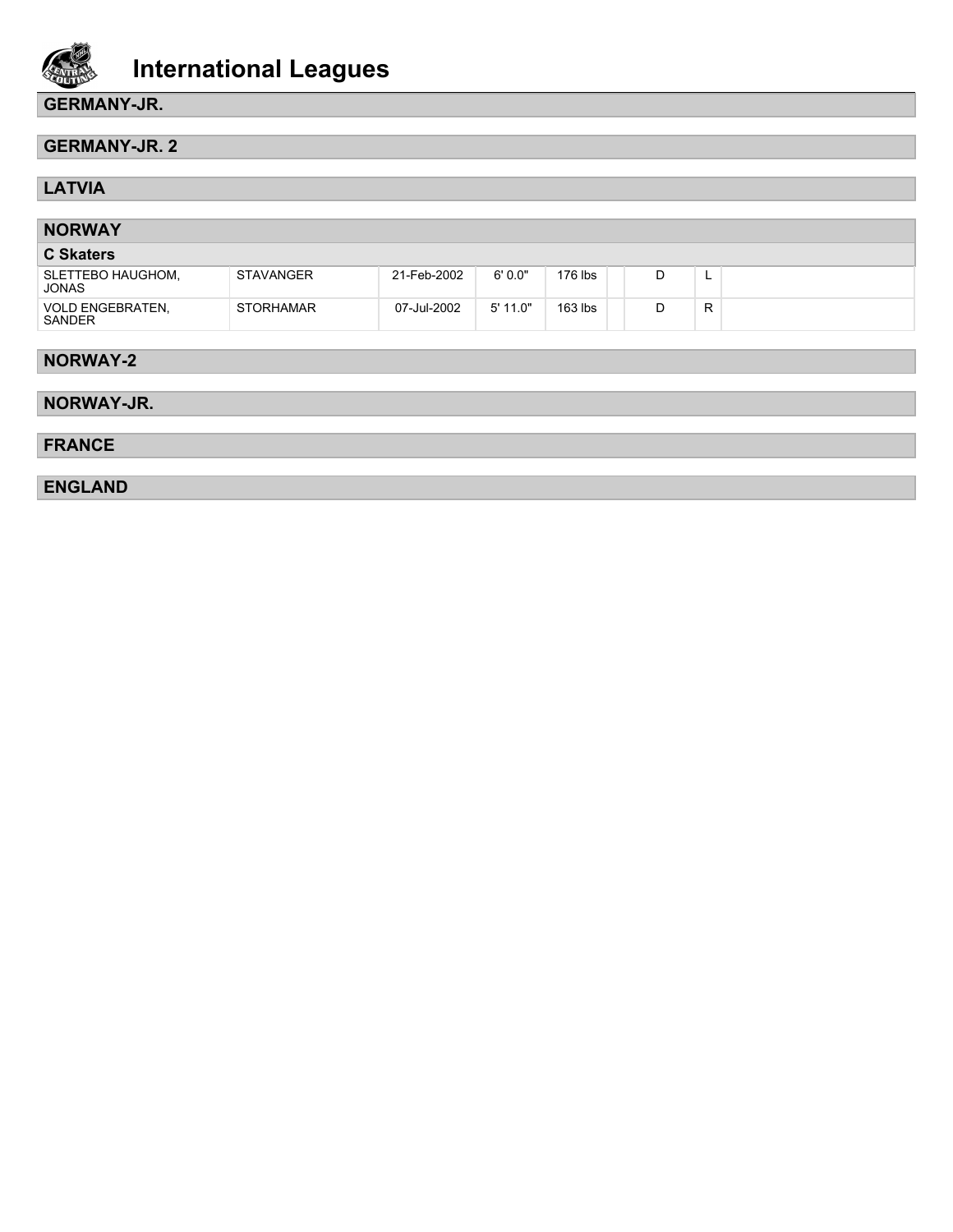# International Leagues

## GERMANY-JR.

## GERMANY-JR. 2

## LATVIA

## NORWAY

### C Skaters

| | | | | | | | | |
|---|---|---|---|---|---|---|---|---|
| SLETTEBO HAUGHOM, JONAS | STAVANGER | 21-Feb-2002 | 6' 0.0" | 176 lbs | | D | L | |
| VOLD ENGEBRATEN, SANDER | STORHAMAR | 07-Jul-2002 | 5' 11.0" | 163 lbs | | D | R | |

## NORWAY-2

## NORWAY-JR.

## FRANCE

## ENGLAND